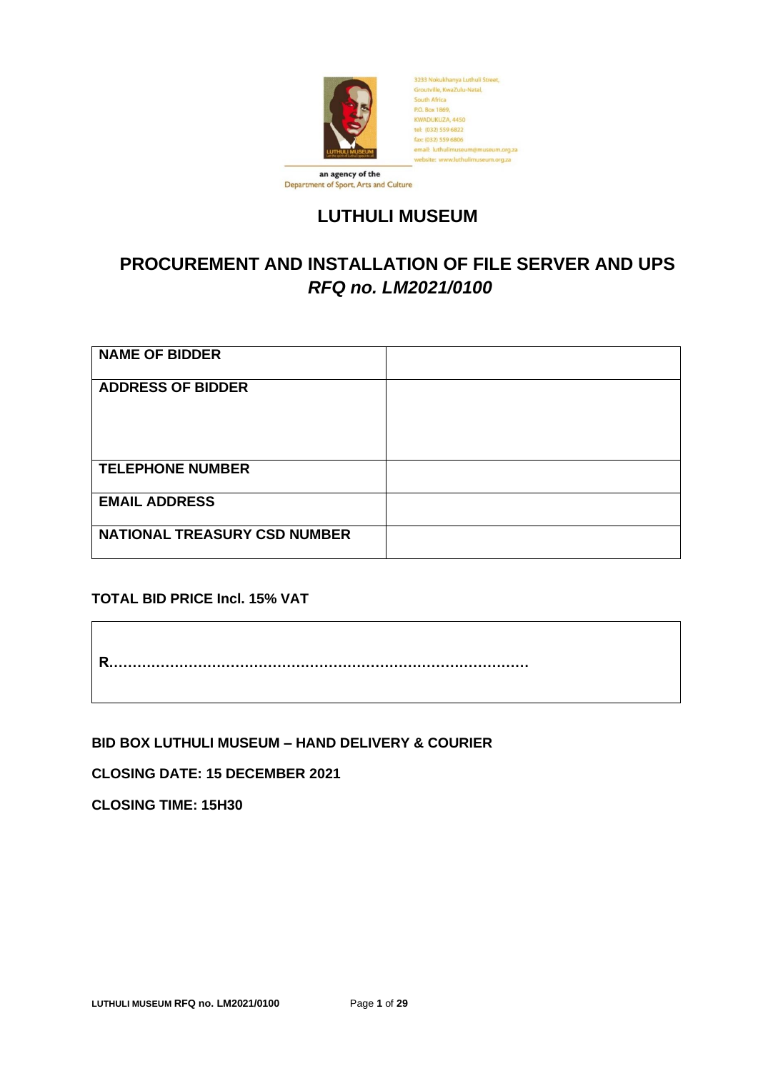3233 Nokukhanya Luthuli Street,
Groutville, KwaZulu-Natal,
South Africa
P.O. Box 1869,
KWADUKUZA, 4450
tel: (032) 559 6822
fax: (032) 559 6806
email: luthulimuseum@museum.org.za
website: www.luthulimuseum.org.za

an agency of the
Department of Sport, Arts and Culture

# LUTHULI MUSEUM

## PROCUREMENT AND INSTALLATION OF FILE SERVER AND UPS

## *RFQ no. LM2021/0100*

| **NAME OF BIDDER** | |
|---|---|
| **ADDRESS OF BIDDER** | |
| **TELEPHONE NUMBER** | |
| **EMAIL ADDRESS** | |
| **NATIONAL TREASURY CSD NUMBER** | |

**TOTAL BID PRICE Incl. 15% VAT**

| **R………………………………………………………………………………** |
|---|

**BID BOX LUTHULI MUSEUM – HAND DELIVERY & COURIER**

**CLOSING DATE: 15 DECEMBER 2021**

**CLOSING TIME: 15H30**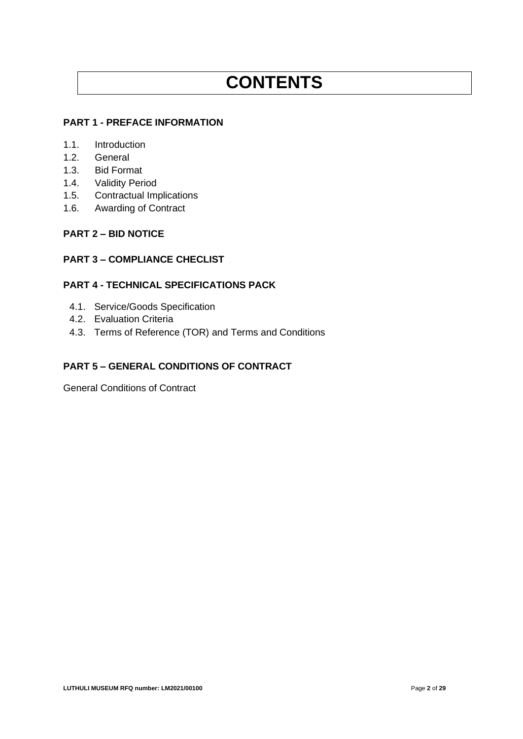# CONTENTS

**PART 1 - PREFACE INFORMATION**

1.1. Introduction
1.2. General
1.3. Bid Format
1.4. Validity Period
1.5. Contractual Implications
1.6. Awarding of Contract

**PART 2 – BID NOTICE**

**PART 3 – COMPLIANCE CHECLIST**

**PART 4 - TECHNICAL SPECIFICATIONS PACK**

4.1. Service/Goods Specification
4.2. Evaluation Criteria
4.3. Terms of Reference (TOR) and Terms and Conditions

**PART 5 – GENERAL CONDITIONS OF CONTRACT**

General Conditions of Contract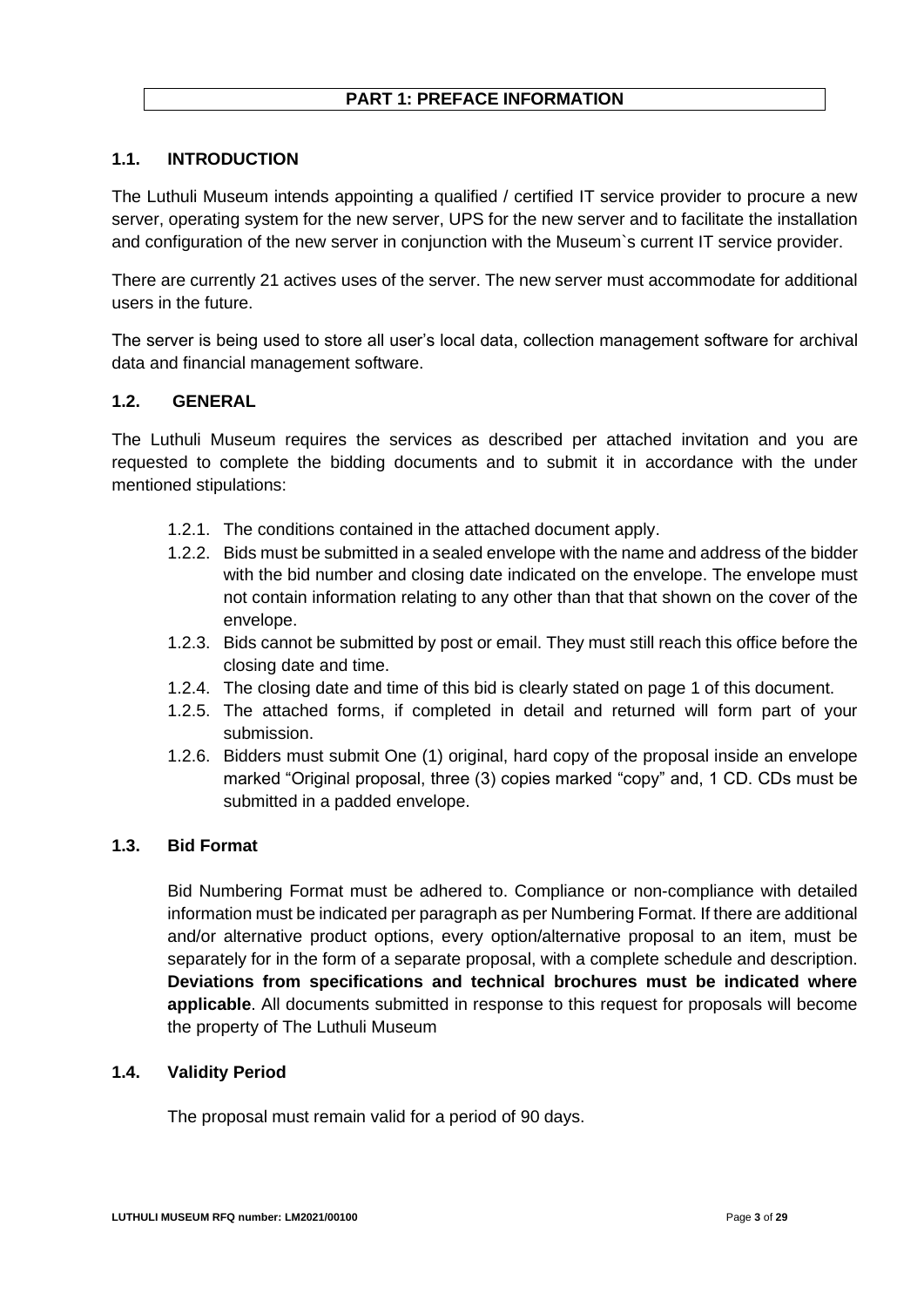## PART 1: PREFACE INFORMATION

### 1.1. INTRODUCTION

The Luthuli Museum intends appointing a qualified / certified IT service provider to procure a new server, operating system for the new server, UPS for the new server and to facilitate the installation and configuration of the new server in conjunction with the Museum`s current IT service provider.

There are currently 21 actives uses of the server. The new server must accommodate for additional users in the future.

The server is being used to store all user's local data, collection management software for archival data and financial management software.

### 1.2. GENERAL

The Luthuli Museum requires the services as described per attached invitation and you are requested to complete the bidding documents and to submit it in accordance with the under mentioned stipulations:

1.2.1. The conditions contained in the attached document apply.

1.2.2. Bids must be submitted in a sealed envelope with the name and address of the bidder with the bid number and closing date indicated on the envelope. The envelope must not contain information relating to any other than that that shown on the cover of the envelope.

1.2.3. Bids cannot be submitted by post or email. They must still reach this office before the closing date and time.

1.2.4. The closing date and time of this bid is clearly stated on page 1 of this document.

1.2.5. The attached forms, if completed in detail and returned will form part of your submission.

1.2.6. Bidders must submit One (1) original, hard copy of the proposal inside an envelope marked "Original proposal, three (3) copies marked "copy" and, 1 CD. CDs must be submitted in a padded envelope.

### 1.3. Bid Format

Bid Numbering Format must be adhered to. Compliance or non-compliance with detailed information must be indicated per paragraph as per Numbering Format. If there are additional and/or alternative product options, every option/alternative proposal to an item, must be separately for in the form of a separate proposal, with a complete schedule and description. **Deviations from specifications and technical brochures must be indicated where applicable**. All documents submitted in response to this request for proposals will become the property of The Luthuli Museum

### 1.4. Validity Period

The proposal must remain valid for a period of 90 days.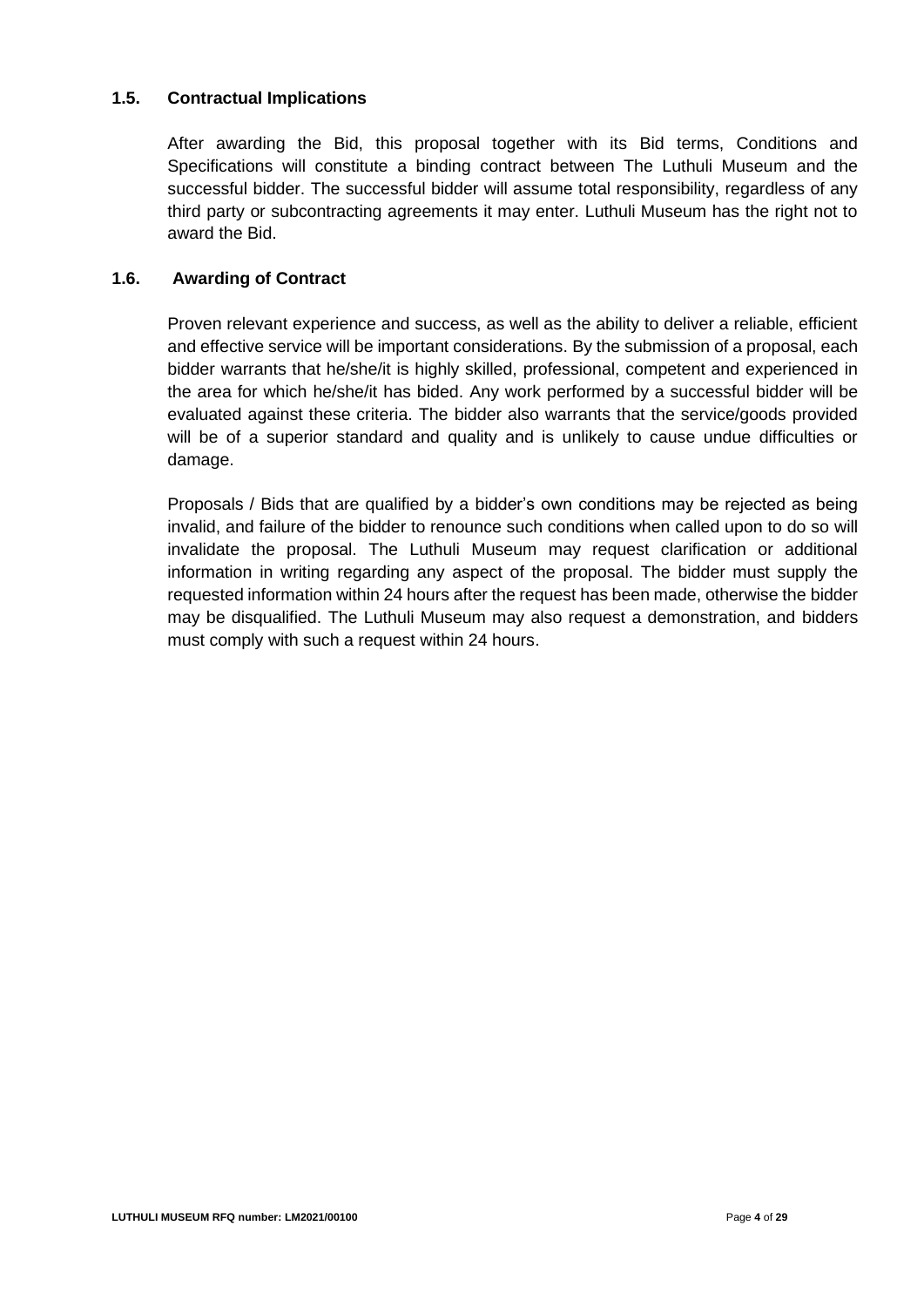### 1.5. Contractual Implications

After awarding the Bid, this proposal together with its Bid terms, Conditions and Specifications will constitute a binding contract between The Luthuli Museum and the successful bidder. The successful bidder will assume total responsibility, regardless of any third party or subcontracting agreements it may enter. Luthuli Museum has the right not to award the Bid.

### 1.6. Awarding of Contract

Proven relevant experience and success, as well as the ability to deliver a reliable, efficient and effective service will be important considerations. By the submission of a proposal, each bidder warrants that he/she/it is highly skilled, professional, competent and experienced in the area for which he/she/it has bided. Any work performed by a successful bidder will be evaluated against these criteria. The bidder also warrants that the service/goods provided will be of a superior standard and quality and is unlikely to cause undue difficulties or damage.

Proposals / Bids that are qualified by a bidder's own conditions may be rejected as being invalid, and failure of the bidder to renounce such conditions when called upon to do so will invalidate the proposal. The Luthuli Museum may request clarification or additional information in writing regarding any aspect of the proposal. The bidder must supply the requested information within 24 hours after the request has been made, otherwise the bidder may be disqualified. The Luthuli Museum may also request a demonstration, and bidders must comply with such a request within 24 hours.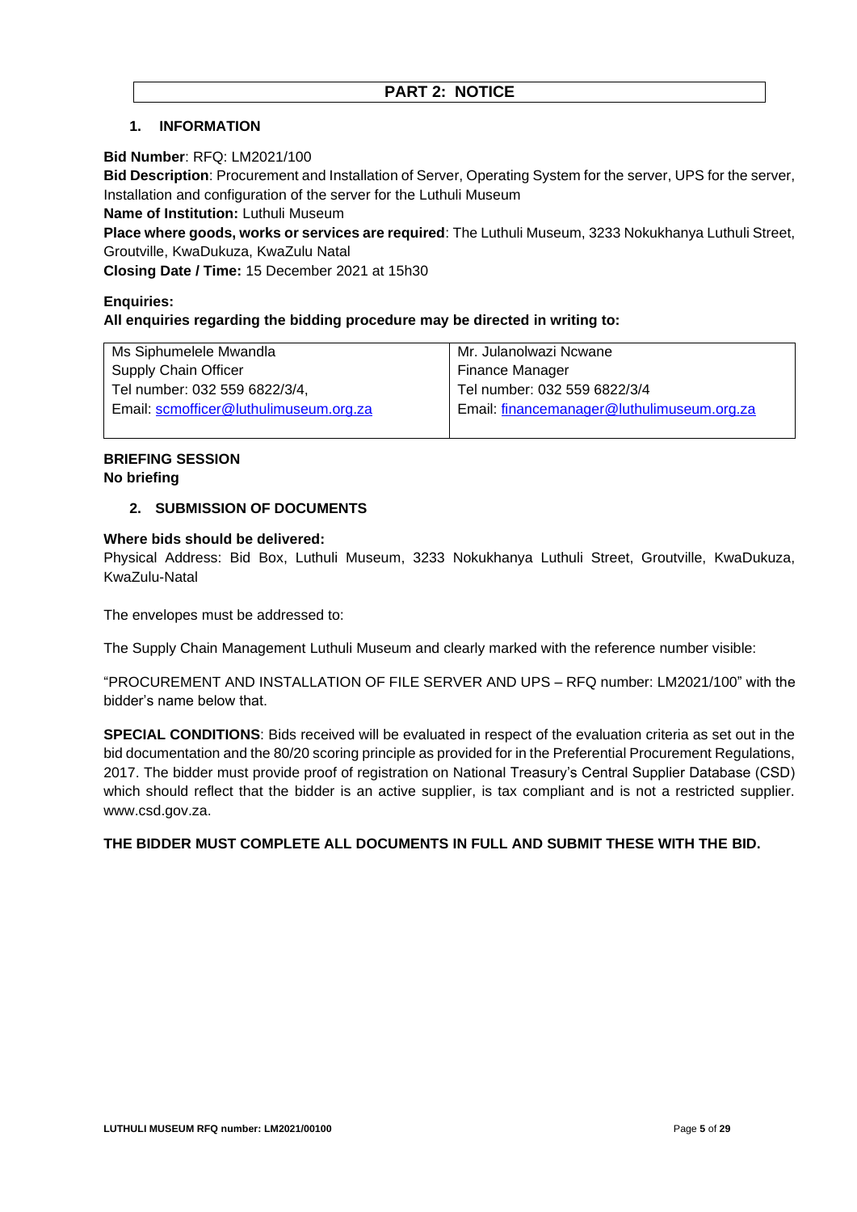# PART 2: NOTICE

## 1. INFORMATION

**Bid Number**: RFQ: LM2021/100

**Bid Description**: Procurement and Installation of Server, Operating System for the server, UPS for the server, Installation and configuration of the server for the Luthuli Museum

**Name of Institution:** Luthuli Museum

**Place where goods, works or services are required**: The Luthuli Museum, 3233 Nokukhanya Luthuli Street, Groutville, KwaDukuza, KwaZulu Natal

**Closing Date / Time:** 15 December 2021 at 15h30

**Enquiries:**

**All enquiries regarding the bidding procedure may be directed in writing to:**

| Ms Siphumelele Mwandla<br>Supply Chain Officer<br>Tel number: 032 559 6822/3/4,<br>Email: scmofficer@luthulimuseum.org.za | Mr. Julanolwazi Ncwane<br>Finance Manager<br>Tel number: 032 559 6822/3/4<br>Email: financemanager@luthulimuseum.org.za |
|---|---|

**BRIEFING SESSION**
**No briefing**

## 2. SUBMISSION OF DOCUMENTS

**Where bids should be delivered:**

Physical Address: Bid Box, Luthuli Museum, 3233 Nokukhanya Luthuli Street, Groutville, KwaDukuza, KwaZulu-Natal

The envelopes must be addressed to:

The Supply Chain Management Luthuli Museum and clearly marked with the reference number visible:

"PROCUREMENT AND INSTALLATION OF FILE SERVER AND UPS – RFQ number: LM2021/100" with the bidder's name below that.

**SPECIAL CONDITIONS**: Bids received will be evaluated in respect of the evaluation criteria as set out in the bid documentation and the 80/20 scoring principle as provided for in the Preferential Procurement Regulations, 2017. The bidder must provide proof of registration on National Treasury's Central Supplier Database (CSD) which should reflect that the bidder is an active supplier, is tax compliant and is not a restricted supplier. www.csd.gov.za.

**THE BIDDER MUST COMPLETE ALL DOCUMENTS IN FULL AND SUBMIT THESE WITH THE BID.**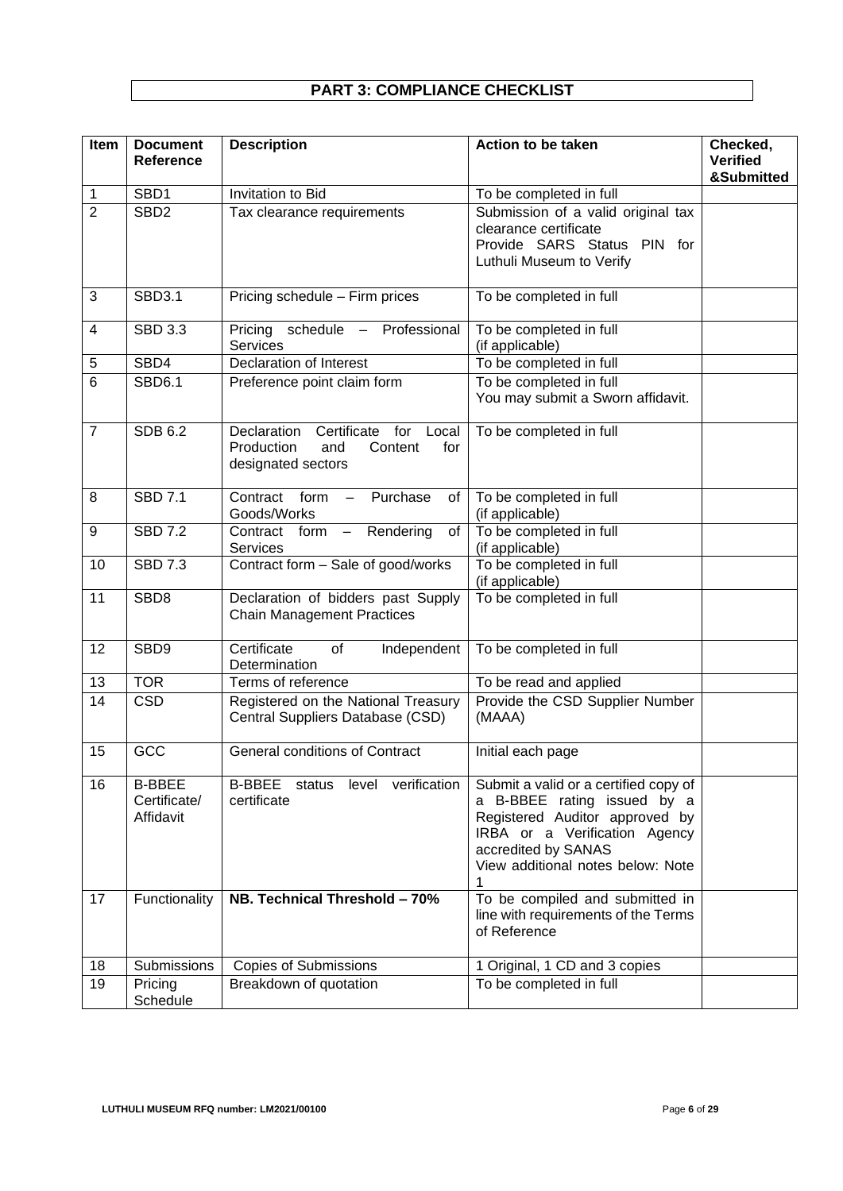# PART 3: COMPLIANCE CHECKLIST

| Item | Document Reference | Description | Action to be taken | Checked, Verified &Submitted |
|---|---|---|---|---|
| 1 | SBD1 | Invitation to Bid | To be completed in full | |
| 2 | SBD2 | Tax clearance requirements | Submission of a valid original tax clearance certificate<br>Provide SARS Status PIN for Luthuli Museum to Verify | |
| 3 | SBD3.1 | Pricing schedule – Firm prices | To be completed in full | |
| 4 | SBD 3.3 | Pricing schedule – Professional Services | To be completed in full (if applicable) | |
| 5 | SBD4 | Declaration of Interest | To be completed in full | |
| 6 | SBD6.1 | Preference point claim form | To be completed in full<br>You may submit a Sworn affidavit. | |
| 7 | SDB 6.2 | Declaration Certificate for Local Production and Content for designated sectors | To be completed in full | |
| 8 | SBD 7.1 | Contract form – Purchase of Goods/Works | To be completed in full (if applicable) | |
| 9 | SBD 7.2 | Contract form – Rendering of Services | To be completed in full (if applicable) | |
| 10 | SBD 7.3 | Contract form – Sale of good/works | To be completed in full (if applicable) | |
| 11 | SBD8 | Declaration of bidders past Supply Chain Management Practices | To be completed in full | |
| 12 | SBD9 | Certificate of Independent Determination | To be completed in full | |
| 13 | TOR | Terms of reference | To be read and applied | |
| 14 | CSD | Registered on the National Treasury Central Suppliers Database (CSD) | Provide the CSD Supplier Number (MAAA) | |
| 15 | GCC | General conditions of Contract | Initial each page | |
| 16 | B-BBEE Certificate/ Affidavit | B-BBEE status level verification certificate | Submit a valid or a certified copy of a B-BBEE rating issued by a Registered Auditor approved by IRBA or a Verification Agency accredited by SANAS<br>View additional notes below: Note 1 | |
| 17 | Functionality | **NB. Technical Threshold – 70%** | To be compiled and submitted in line with requirements of the Terms of Reference | |
| 18 | Submissions | Copies of Submissions | 1 Original, 1 CD and 3 copies | |
| 19 | Pricing Schedule | Breakdown of quotation | To be completed in full | |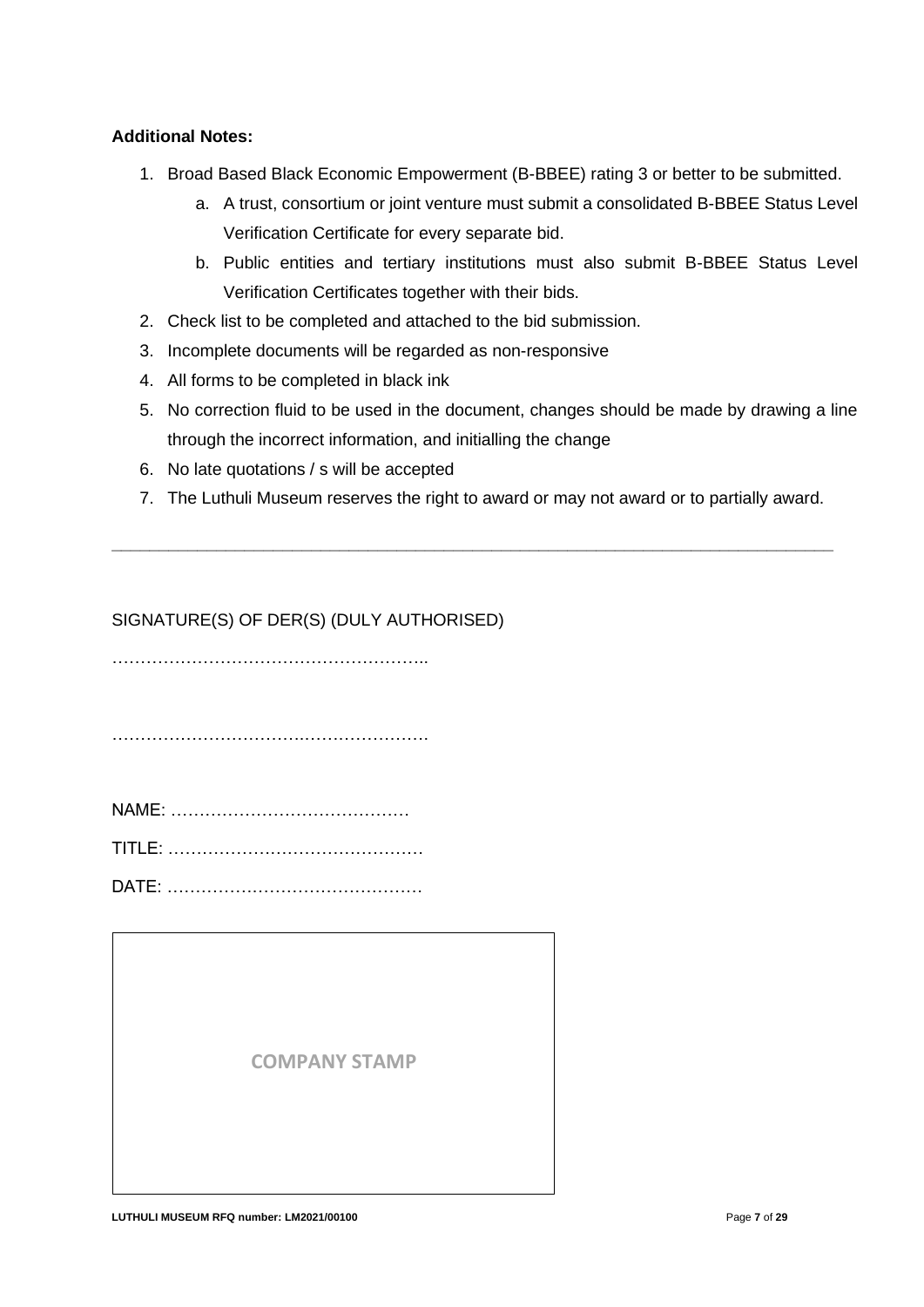**Additional Notes:**

1. Broad Based Black Economic Empowerment (B-BBEE) rating 3 or better to be submitted.
    a. A trust, consortium or joint venture must submit a consolidated B-BBEE Status Level Verification Certificate for every separate bid.
    b. Public entities and tertiary institutions must also submit B-BBEE Status Level Verification Certificates together with their bids.
2. Check list to be completed and attached to the bid submission.
3. Incomplete documents will be regarded as non-responsive
4. All forms to be completed in black ink
5. No correction fluid to be used in the document, changes should be made by drawing a line through the incorrect information, and initialling the change
6. No late quotations / s will be accepted
7. The Luthuli Museum reserves the right to award or may not award or to partially award.

---

SIGNATURE(S) OF DER(S) (DULY AUTHORISED)

………………………………………………..

……………………………….……………….

NAME: ……………………………………

TITLE: ………………………………………

DATE: ………………………………………

| COMPANY STAMP |
|---|
| |

LUTHULI MUSEUM RFQ number: LM2021/00100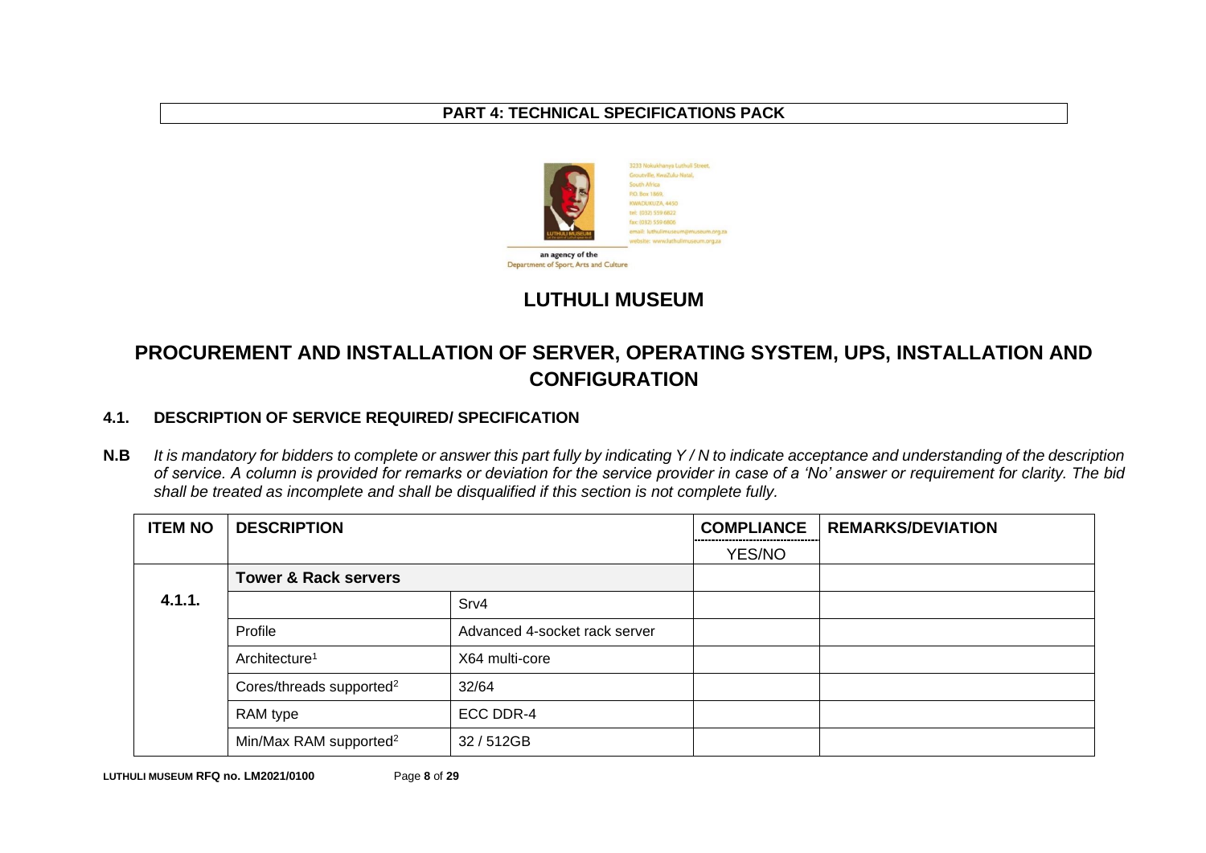**PART 4: TECHNICAL SPECIFICATIONS PACK**

3233 Nokukhanya Luthuli Street,
Groutville, KwaZulu-Natal,
South Africa
P.O. Box 1869,
KWADUKUZA, 4450
tel: (032) 559 6822
fax: (032) 559 6806
email: luthulimuseum@museum.org.za
website: www.luthulimuseum.org.za

an agency of the
Department of Sport, Arts and Culture

# LUTHULI MUSEUM

# PROCUREMENT AND INSTALLATION OF SERVER, OPERATING SYSTEM, UPS, INSTALLATION AND CONFIGURATION

## 4.1. DESCRIPTION OF SERVICE REQUIRED/ SPECIFICATION

**N.B** *It is mandatory for bidders to complete or answer this part fully by indicating Y / N to indicate acceptance and understanding of the description of service. A column is provided for remarks or deviation for the service provider in case of a 'No' answer or requirement for clarity. The bid shall be treated as incomplete and shall be disqualified if this section is not complete fully.*

| ITEM NO | DESCRIPTION | | COMPLIANCE YES/NO | REMARKS/DEVIATION |
|---|---|---|---|---|
| 4.1.1. | **Tower & Rack servers** | | | |
| | | Srv4 | | |
| | Profile | Advanced 4-socket rack server | | |
| | Architecture[1] | X64 multi-core | | |
| | Cores/threads supported[2] | 32/64 | | |
| | RAM type | ECC DDR-4 | | |
| | Min/Max RAM supported[2] | 32 / 512GB | | |

LUTHULI MUSEUM RFQ no. LM2021/0100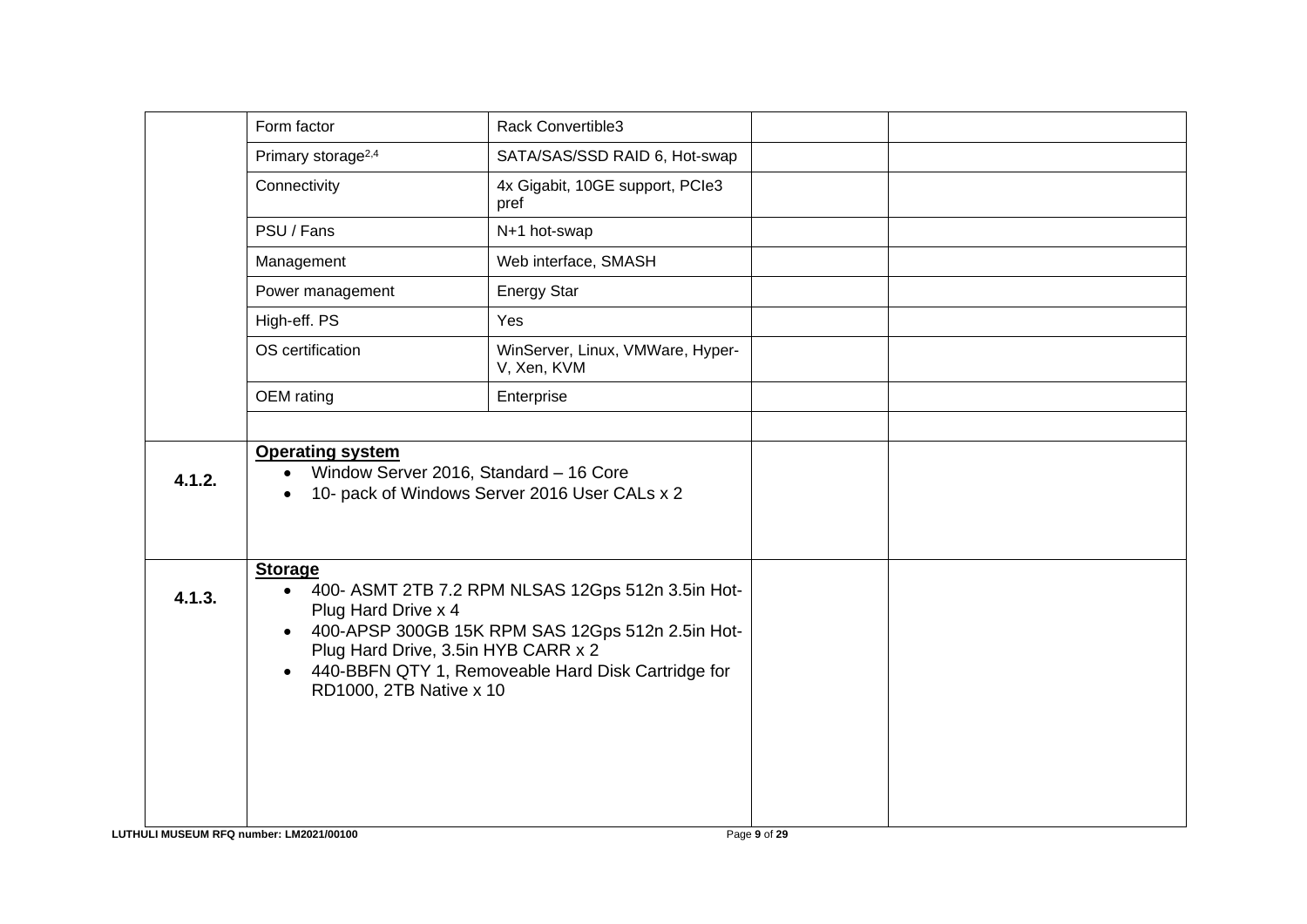| | | | | |
|---|---|---|---|---|
| | Form factor | Rack Convertible3 | | |
| | Primary storage[2,4] | SATA/SAS/SSD RAID 6, Hot-swap | | |
| | Connectivity | 4x Gigabit, 10GE support, PCIe3 pref | | |
| | PSU / Fans | N+1 hot-swap | | |
| | Management | Web interface, SMASH | | |
| | Power management | Energy Star | | |
| | High-eff. PS | Yes | | |
| | OS certification | WinServer, Linux, VMWare, Hyper-V, Xen, KVM | | |
| | OEM rating | Enterprise | | |
| | | | | |
| **4.1.2.** | **Operating system**<br>• Window Server 2016, Standard – 16 Core<br>• 10- pack of Windows Server 2016 User CALs x 2 | | | |
| **4.1.3.** | **Storage**<br>• 400- ASMT 2TB 7.2 RPM NLSAS 12Gps 512n 3.5in Hot-Plug Hard Drive x 4<br>• 400-APSP 300GB 15K RPM SAS 12Gps 512n 2.5in Hot-Plug Hard Drive, 3.5in HYB CARR x 2<br>• 440-BBFN QTY 1, Removeable Hard Disk Cartridge for RD1000, 2TB Native x 10 | | | |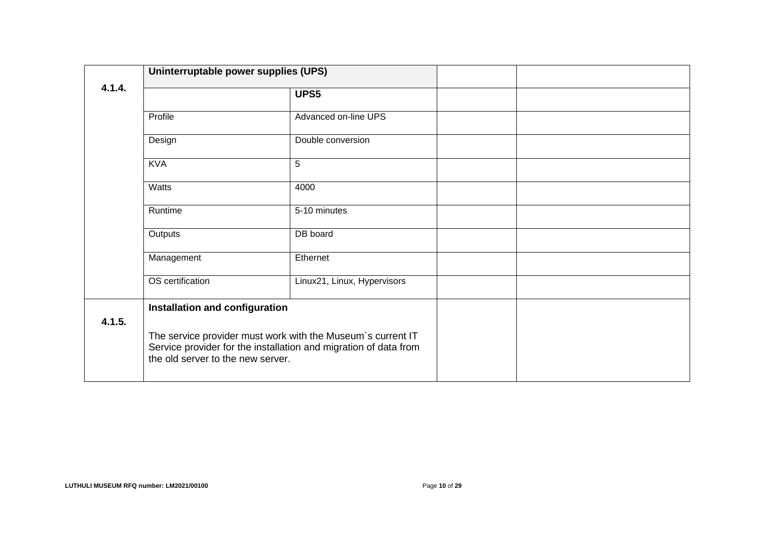| 4.1.4. | **Uninterruptable power supplies (UPS)** | | | |
|---|---|---|---|---|
| | | **UPS5** | | |
| | Profile | Advanced on-line UPS | | |
| | Design | Double conversion | | |
| | KVA | 5 | | |
| | Watts | 4000 | | |
| | Runtime | 5-10 minutes | | |
| | Outputs | DB board | | |
| | Management | Ethernet | | |
| | OS certification | Linux21, Linux, Hypervisors | | |
| 4.1.5. | **Installation and configuration**<br><br>The service provider must work with the Museum`s current IT Service provider for the installation and migration of data from the old server to the new server. | | | |

LUTHULI MUSEUM RFQ number: LM2021/00100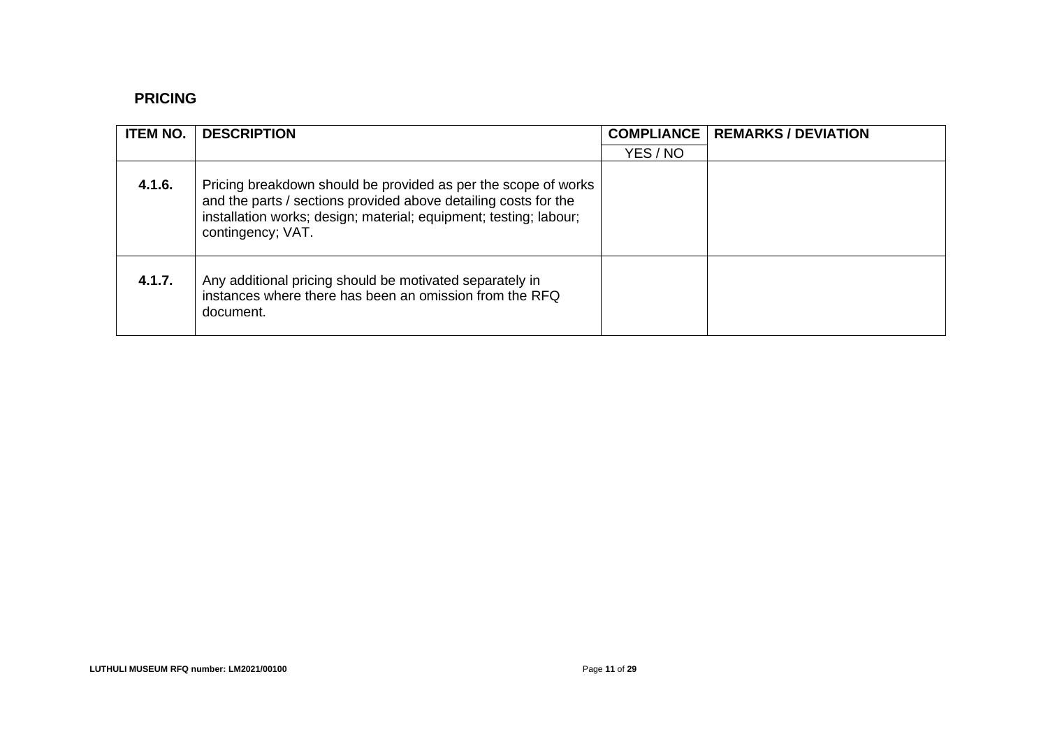## PRICING

| ITEM NO. | DESCRIPTION | COMPLIANCE | REMARKS / DEVIATION |
|---|---|---|---|
| | | YES / NO | |
| **4.1.6.** | Pricing breakdown should be provided as per the scope of works and the parts / sections provided above detailing costs for the installation works; design; material; equipment; testing; labour; contingency; VAT. | | |
| **4.1.7.** | Any additional pricing should be motivated separately in instances where there has been an omission from the RFQ document. | | |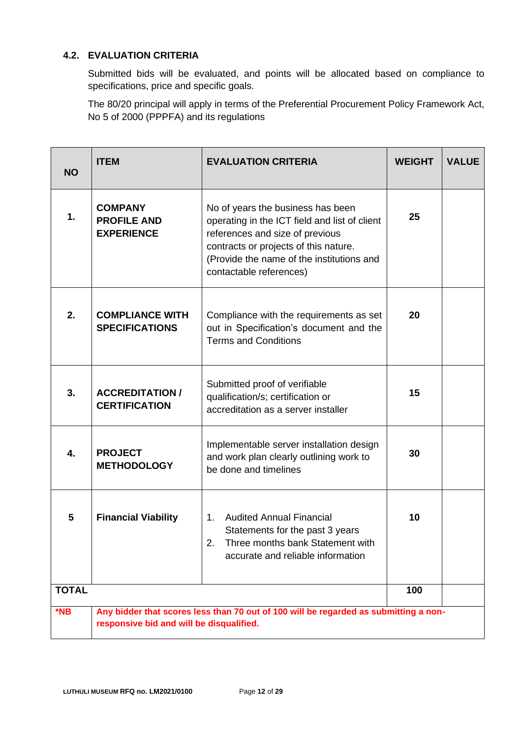### 4.2. EVALUATION CRITERIA

Submitted bids will be evaluated, and points will be allocated based on compliance to specifications, price and specific goals.

The 80/20 principal will apply in terms of the Preferential Procurement Policy Framework Act, No 5 of 2000 (PPPFA) and its regulations

| NO | ITEM | EVALUATION CRITERIA | WEIGHT | VALUE |
|---|---|---|---|---|
| 1. | **COMPANY PROFILE AND EXPERIENCE** | No of years the business has been operating in the ICT field and list of client references and size of previous contracts or projects of this nature. (Provide the name of the institutions and contactable references) | **25** | |
| 2. | **COMPLIANCE WITH SPECIFICATIONS** | Compliance with the requirements as set out in Specification's document and the Terms and Conditions | **20** | |
| 3. | **ACCREDITATION / CERTIFICATION** | Submitted proof of verifiable qualification/s; certification or accreditation as a server installer | **15** | |
| 4. | **PROJECT METHODOLOGY** | Implementable server installation design and work plan clearly outlining work to be done and timelines | **30** | |
| 5 | **Financial Viability** | 1. Audited Annual Financial Statements for the past 3 years<br>2. Three months bank Statement with accurate and reliable information | **10** | |
| **TOTAL** | | | **100** | |
| ***NB** | **Any bidder that scores less than 70 out of 100 will be regarded as submitting a non-responsive bid and will be disqualified.** | | | |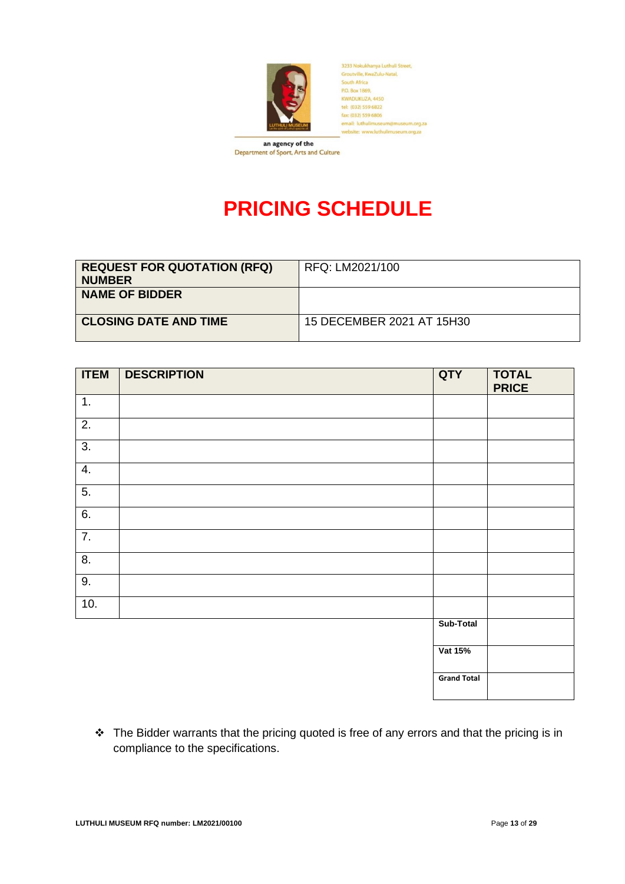3233 Nokukhanya Luthuli Street,
Groutville, KwaZulu-Natal,
South Africa
P.O. Box 1869,
KWADUKUZA, 4450
tel: (032) 559 6822
fax: (032) 559 6806
email: luthulimuseum@museum.org.za
website: www.luthulimuseum.org.za

an agency of the
Department of Sport, Arts and Culture

# PRICING SCHEDULE

| | |
|---|---|
| **REQUEST FOR QUOTATION (RFQ) NUMBER** | RFQ: LM2021/100 |
| **NAME OF BIDDER** | |
| **CLOSING DATE AND TIME** | 15 DECEMBER 2021 AT 15H30 |

| ITEM | DESCRIPTION | QTY | TOTAL PRICE |
|---|---|---|---|
| 1. | | | |
| 2. | | | |
| 3. | | | |
| 4. | | | |
| 5. | | | |
| 6. | | | |
| 7. | | | |
| 8. | | | |
| 9. | | | |
| 10. | | | |
| | | **Sub-Total** | |
| | | **Vat 15%** | |
| | | **Grand Total** | |

- The Bidder warrants that the pricing quoted is free of any errors and that the pricing is in compliance to the specifications.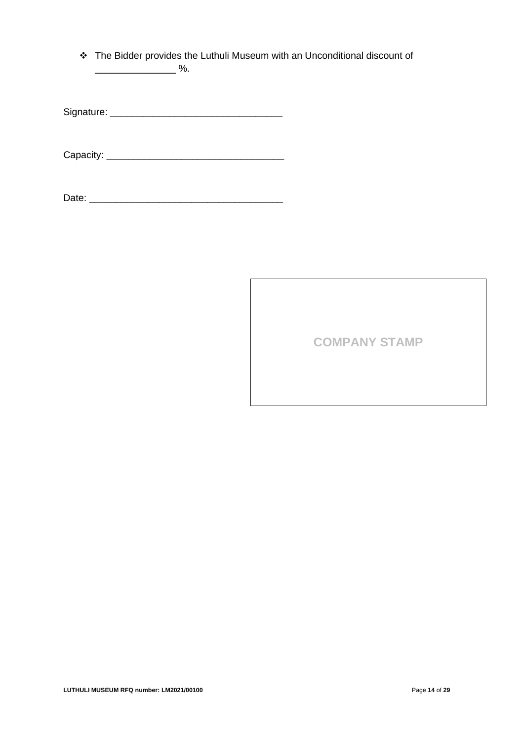- The Bidder provides the Luthuli Museum with an Unconditional discount of _______________ %.

Signature: ________________________________

Capacity: _________________________________

Date: ____________________________________

| COMPANY STAMP |
|---|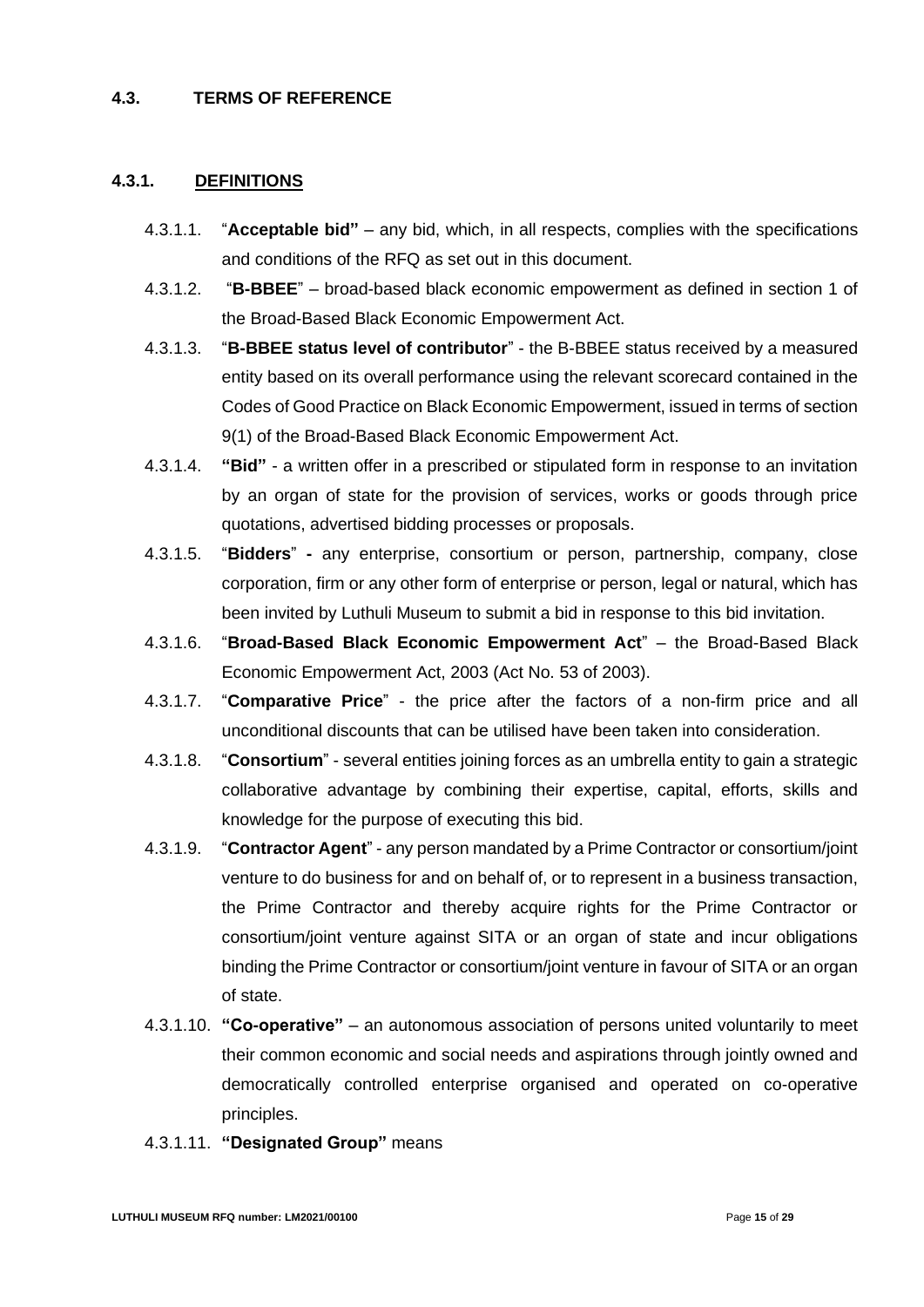### 4.3. TERMS OF REFERENCE

#### 4.3.1. DEFINITIONS

4.3.1.1. "**Acceptable bid"** – any bid, which, in all respects, complies with the specifications and conditions of the RFQ as set out in this document.

4.3.1.2. "**B-BBEE**" – broad-based black economic empowerment as defined in section 1 of the Broad-Based Black Economic Empowerment Act.

4.3.1.3. "**B-BBEE status level of contributor**" - the B-BBEE status received by a measured entity based on its overall performance using the relevant scorecard contained in the Codes of Good Practice on Black Economic Empowerment, issued in terms of section 9(1) of the Broad-Based Black Economic Empowerment Act.

4.3.1.4. **"Bid"** - a written offer in a prescribed or stipulated form in response to an invitation by an organ of state for the provision of services, works or goods through price quotations, advertised bidding processes or proposals.

4.3.1.5. "**Bidders**" **-** any enterprise, consortium or person, partnership, company, close corporation, firm or any other form of enterprise or person, legal or natural, which has been invited by Luthuli Museum to submit a bid in response to this bid invitation.

4.3.1.6. "**Broad-Based Black Economic Empowerment Act**" – the Broad-Based Black Economic Empowerment Act, 2003 (Act No. 53 of 2003).

4.3.1.7. "**Comparative Price**" - the price after the factors of a non-firm price and all unconditional discounts that can be utilised have been taken into consideration.

4.3.1.8. "**Consortium**" - several entities joining forces as an umbrella entity to gain a strategic collaborative advantage by combining their expertise, capital, efforts, skills and knowledge for the purpose of executing this bid.

4.3.1.9. "**Contractor Agent**" - any person mandated by a Prime Contractor or consortium/joint venture to do business for and on behalf of, or to represent in a business transaction, the Prime Contractor and thereby acquire rights for the Prime Contractor or consortium/joint venture against SITA or an organ of state and incur obligations binding the Prime Contractor or consortium/joint venture in favour of SITA or an organ of state.

4.3.1.10. **"Co-operative"** – an autonomous association of persons united voluntarily to meet their common economic and social needs and aspirations through jointly owned and democratically controlled enterprise organised and operated on co-operative principles.

4.3.1.11. **"Designated Group"** means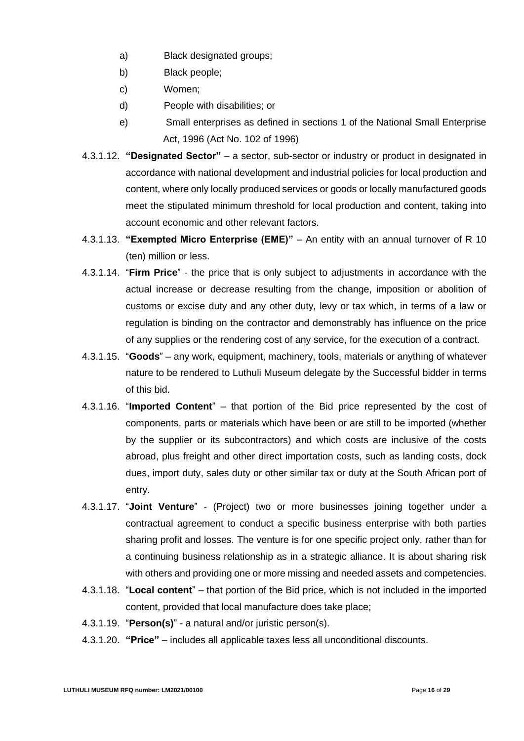a) Black designated groups;
b) Black people;
c) Women;
d) People with disabilities; or
e) Small enterprises as defined in sections 1 of the National Small Enterprise Act, 1996 (Act No. 102 of 1996)

4.3.1.12. **"Designated Sector"** – a sector, sub-sector or industry or product in designated in accordance with national development and industrial policies for local production and content, where only locally produced services or goods or locally manufactured goods meet the stipulated minimum threshold for local production and content, taking into account economic and other relevant factors.

4.3.1.13. **"Exempted Micro Enterprise (EME)"** – An entity with an annual turnover of R 10 (ten) million or less.

4.3.1.14. "**Firm Price**" - the price that is only subject to adjustments in accordance with the actual increase or decrease resulting from the change, imposition or abolition of customs or excise duty and any other duty, levy or tax which, in terms of a law or regulation is binding on the contractor and demonstrably has influence on the price of any supplies or the rendering cost of any service, for the execution of a contract.

4.3.1.15. "**Goods**" – any work, equipment, machinery, tools, materials or anything of whatever nature to be rendered to Luthuli Museum delegate by the Successful bidder in terms of this bid.

4.3.1.16. "**Imported Content**" – that portion of the Bid price represented by the cost of components, parts or materials which have been or are still to be imported (whether by the supplier or its subcontractors) and which costs are inclusive of the costs abroad, plus freight and other direct importation costs, such as landing costs, dock dues, import duty, sales duty or other similar tax or duty at the South African port of entry.

4.3.1.17. "**Joint Venture**" - (Project) two or more businesses joining together under a contractual agreement to conduct a specific business enterprise with both parties sharing profit and losses. The venture is for one specific project only, rather than for a continuing business relationship as in a strategic alliance. It is about sharing risk with others and providing one or more missing and needed assets and competencies.

4.3.1.18. "**Local content**" – that portion of the Bid price, which is not included in the imported content, provided that local manufacture does take place;

4.3.1.19. "**Person(s)**" - a natural and/or juristic person(s).

4.3.1.20. **"Price"** – includes all applicable taxes less all unconditional discounts.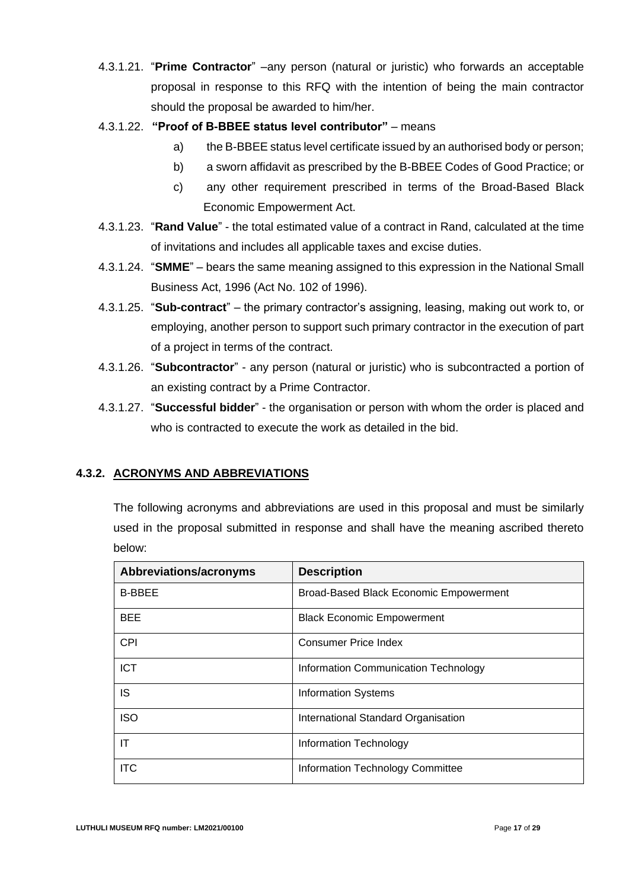4.3.1.21. "**Prime Contractor**" –any person (natural or juristic) who forwards an acceptable proposal in response to this RFQ with the intention of being the main contractor should the proposal be awarded to him/her.

4.3.1.22. **"Proof of B-BBEE status level contributor"** – means

a) the B-BBEE status level certificate issued by an authorised body or person;

b) a sworn affidavit as prescribed by the B-BBEE Codes of Good Practice; or

c) any other requirement prescribed in terms of the Broad-Based Black Economic Empowerment Act.

4.3.1.23. "**Rand Value**" - the total estimated value of a contract in Rand, calculated at the time of invitations and includes all applicable taxes and excise duties.

4.3.1.24. "**SMME**" – bears the same meaning assigned to this expression in the National Small Business Act, 1996 (Act No. 102 of 1996).

4.3.1.25. "**Sub-contract**" – the primary contractor's assigning, leasing, making out work to, or employing, another person to support such primary contractor in the execution of part of a project in terms of the contract.

4.3.1.26. "**Subcontractor**" - any person (natural or juristic) who is subcontracted a portion of an existing contract by a Prime Contractor.

4.3.1.27. "**Successful bidder**" - the organisation or person with whom the order is placed and who is contracted to execute the work as detailed in the bid.

### 4.3.2. ACRONYMS AND ABBREVIATIONS

The following acronyms and abbreviations are used in this proposal and must be similarly used in the proposal submitted in response and shall have the meaning ascribed thereto below:

| Abbreviations/acronyms | Description |
|---|---|
| B-BBEE | Broad-Based Black Economic Empowerment |
| BEE | Black Economic Empowerment |
| CPI | Consumer Price Index |
| ICT | Information Communication Technology |
| IS | Information Systems |
| ISO | International Standard Organisation |
| IT | Information Technology |
| ITC | Information Technology Committee |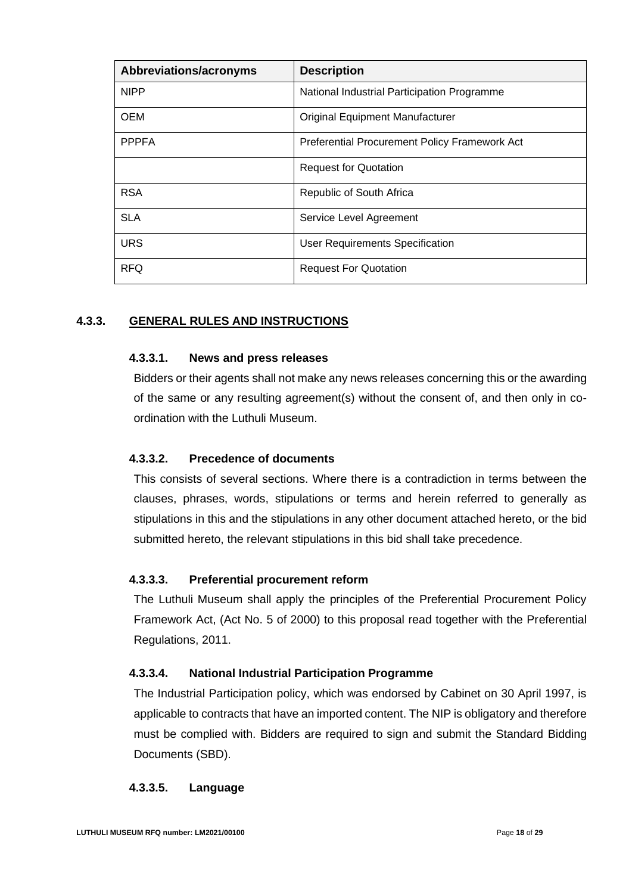| Abbreviations/acronyms | Description |
|---|---|
| NIPP | National Industrial Participation Programme |
| OEM | Original Equipment Manufacturer |
| PPPFA | Preferential Procurement Policy Framework Act |
| | Request for Quotation |
| RSA | Republic of South Africa |
| SLA | Service Level Agreement |
| URS | User Requirements Specification |
| RFQ | Request For Quotation |

### 4.3.3. GENERAL RULES AND INSTRUCTIONS

#### 4.3.3.1. News and press releases

Bidders or their agents shall not make any news releases concerning this or the awarding of the same or any resulting agreement(s) without the consent of, and then only in co-ordination with the Luthuli Museum.

#### 4.3.3.2. Precedence of documents

This consists of several sections. Where there is a contradiction in terms between the clauses, phrases, words, stipulations or terms and herein referred to generally as stipulations in this and the stipulations in any other document attached hereto, or the bid submitted hereto, the relevant stipulations in this bid shall take precedence.

#### 4.3.3.3. Preferential procurement reform

The Luthuli Museum shall apply the principles of the Preferential Procurement Policy Framework Act, (Act No. 5 of 2000) to this proposal read together with the Preferential Regulations, 2011.

#### 4.3.3.4. National Industrial Participation Programme

The Industrial Participation policy, which was endorsed by Cabinet on 30 April 1997, is applicable to contracts that have an imported content. The NIP is obligatory and therefore must be complied with. Bidders are required to sign and submit the Standard Bidding Documents (SBD).

#### 4.3.3.5. Language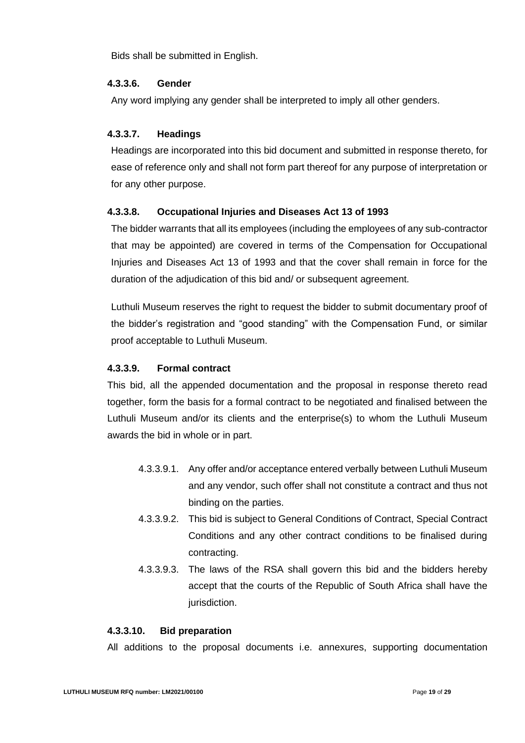Bids shall be submitted in English.

#### 4.3.3.6. Gender

Any word implying any gender shall be interpreted to imply all other genders.

#### 4.3.3.7. Headings

Headings are incorporated into this bid document and submitted in response thereto, for ease of reference only and shall not form part thereof for any purpose of interpretation or for any other purpose.

#### 4.3.3.8. Occupational Injuries and Diseases Act 13 of 1993

The bidder warrants that all its employees (including the employees of any sub-contractor that may be appointed) are covered in terms of the Compensation for Occupational Injuries and Diseases Act 13 of 1993 and that the cover shall remain in force for the duration of the adjudication of this bid and/ or subsequent agreement.

Luthuli Museum reserves the right to request the bidder to submit documentary proof of the bidder's registration and "good standing" with the Compensation Fund, or similar proof acceptable to Luthuli Museum.

#### 4.3.3.9. Formal contract

This bid, all the appended documentation and the proposal in response thereto read together, form the basis for a formal contract to be negotiated and finalised between the Luthuli Museum and/or its clients and the enterprise(s) to whom the Luthuli Museum awards the bid in whole or in part.

- 4.3.3.9.1. Any offer and/or acceptance entered verbally between Luthuli Museum and any vendor, such offer shall not constitute a contract and thus not binding on the parties.
- 4.3.3.9.2. This bid is subject to General Conditions of Contract, Special Contract Conditions and any other contract conditions to be finalised during contracting.
- 4.3.3.9.3. The laws of the RSA shall govern this bid and the bidders hereby accept that the courts of the Republic of South Africa shall have the jurisdiction.

#### 4.3.3.10. Bid preparation

All additions to the proposal documents i.e. annexures, supporting documentation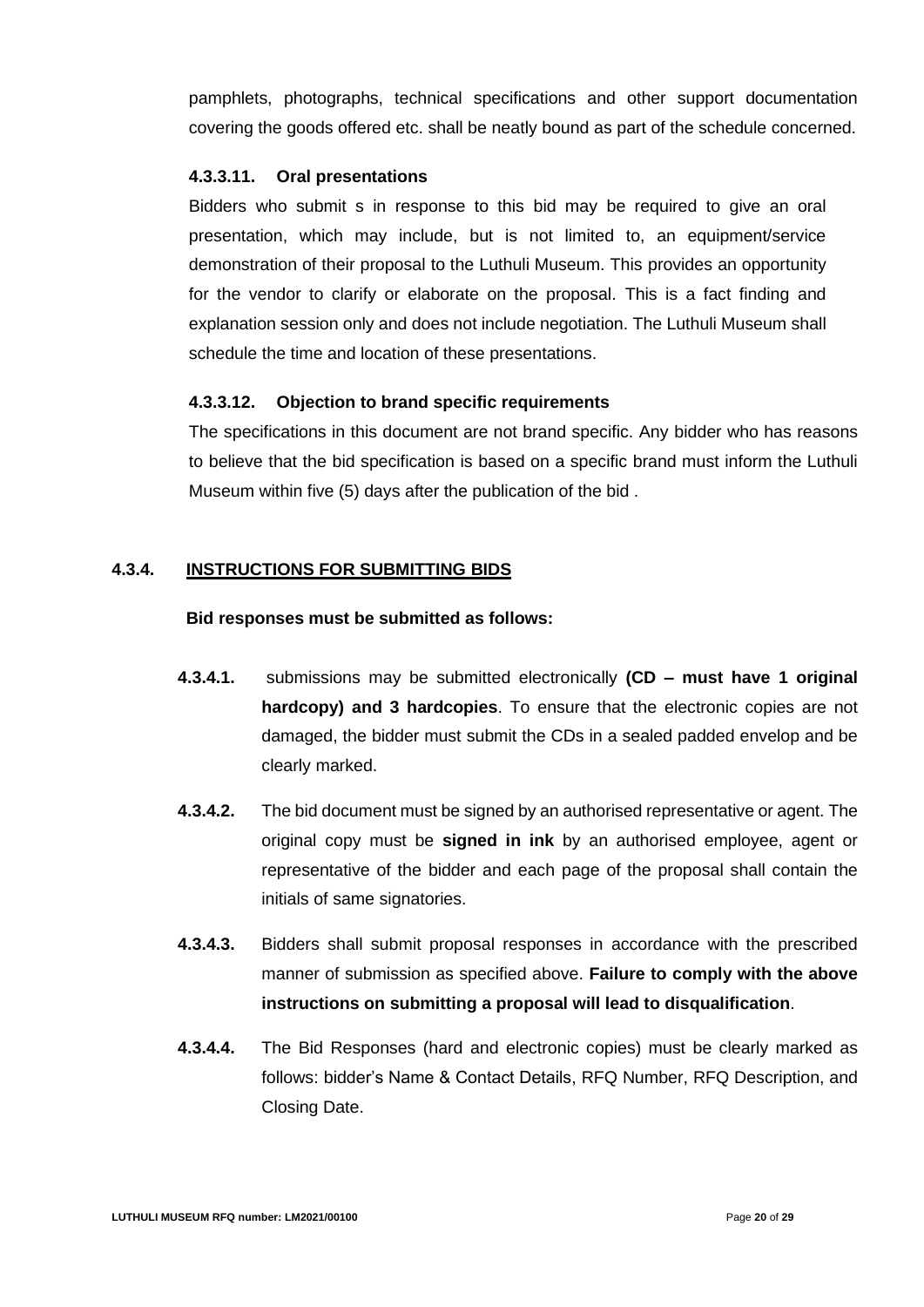pamphlets, photographs, technical specifications and other support documentation covering the goods offered etc. shall be neatly bound as part of the schedule concerned.

#### 4.3.3.11. Oral presentations

Bidders who submit s in response to this bid may be required to give an oral presentation, which may include, but is not limited to, an equipment/service demonstration of their proposal to the Luthuli Museum. This provides an opportunity for the vendor to clarify or elaborate on the proposal. This is a fact finding and explanation session only and does not include negotiation. The Luthuli Museum shall schedule the time and location of these presentations.

#### 4.3.3.12. Objection to brand specific requirements

The specifications in this document are not brand specific. Any bidder who has reasons to believe that the bid specification is based on a specific brand must inform the Luthuli Museum within five (5) days after the publication of the bid .

### 4.3.4. INSTRUCTIONS FOR SUBMITTING BIDS

**Bid responses must be submitted as follows:**

**4.3.4.1.** submissions may be submitted electronically **(CD – must have 1 original hardcopy) and 3 hardcopies**. To ensure that the electronic copies are not damaged, the bidder must submit the CDs in a sealed padded envelop and be clearly marked.

**4.3.4.2.** The bid document must be signed by an authorised representative or agent. The original copy must be **signed in ink** by an authorised employee, agent or representative of the bidder and each page of the proposal shall contain the initials of same signatories.

**4.3.4.3.** Bidders shall submit proposal responses in accordance with the prescribed manner of submission as specified above. **Failure to comply with the above instructions on submitting a proposal will lead to disqualification**.

**4.3.4.4.** The Bid Responses (hard and electronic copies) must be clearly marked as follows: bidder's Name & Contact Details, RFQ Number, RFQ Description, and Closing Date.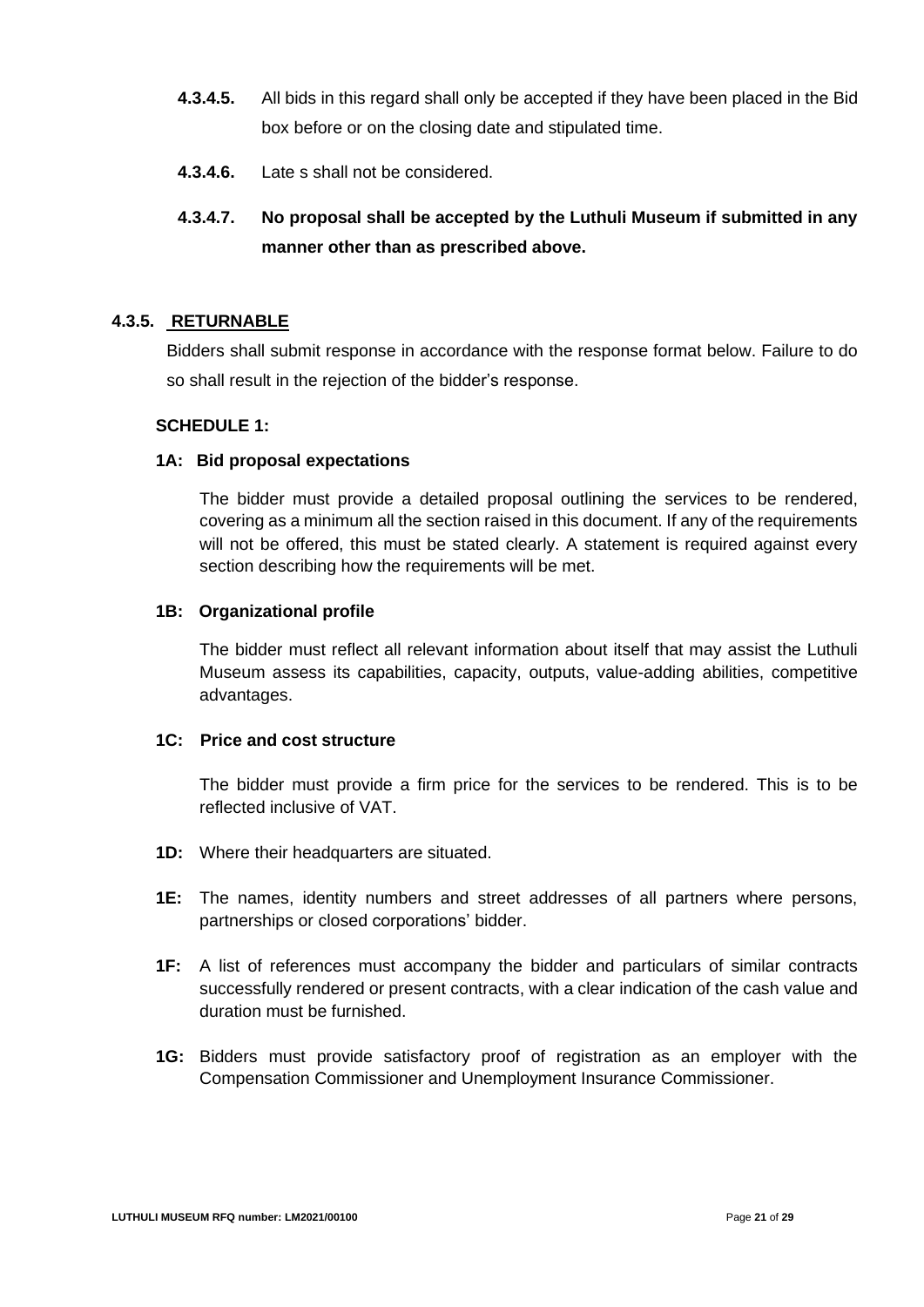**4.3.4.5.** All bids in this regard shall only be accepted if they have been placed in the Bid box before or on the closing date and stipulated time.

**4.3.4.6.** Late s shall not be considered.

**4.3.4.7. No proposal shall be accepted by the Luthuli Museum if submitted in any manner other than as prescribed above.**

### 4.3.5. RETURNABLE

Bidders shall submit response in accordance with the response format below. Failure to do so shall result in the rejection of the bidder's response.

**SCHEDULE 1:**

**1A: Bid proposal expectations**

The bidder must provide a detailed proposal outlining the services to be rendered, covering as a minimum all the section raised in this document. If any of the requirements will not be offered, this must be stated clearly. A statement is required against every section describing how the requirements will be met.

**1B: Organizational profile**

The bidder must reflect all relevant information about itself that may assist the Luthuli Museum assess its capabilities, capacity, outputs, value-adding abilities, competitive advantages.

**1C: Price and cost structure**

The bidder must provide a firm price for the services to be rendered. This is to be reflected inclusive of VAT.

**1D:** Where their headquarters are situated.

**1E:** The names, identity numbers and street addresses of all partners where persons, partnerships or closed corporations' bidder.

**1F:** A list of references must accompany the bidder and particulars of similar contracts successfully rendered or present contracts, with a clear indication of the cash value and duration must be furnished.

**1G:** Bidders must provide satisfactory proof of registration as an employer with the Compensation Commissioner and Unemployment Insurance Commissioner.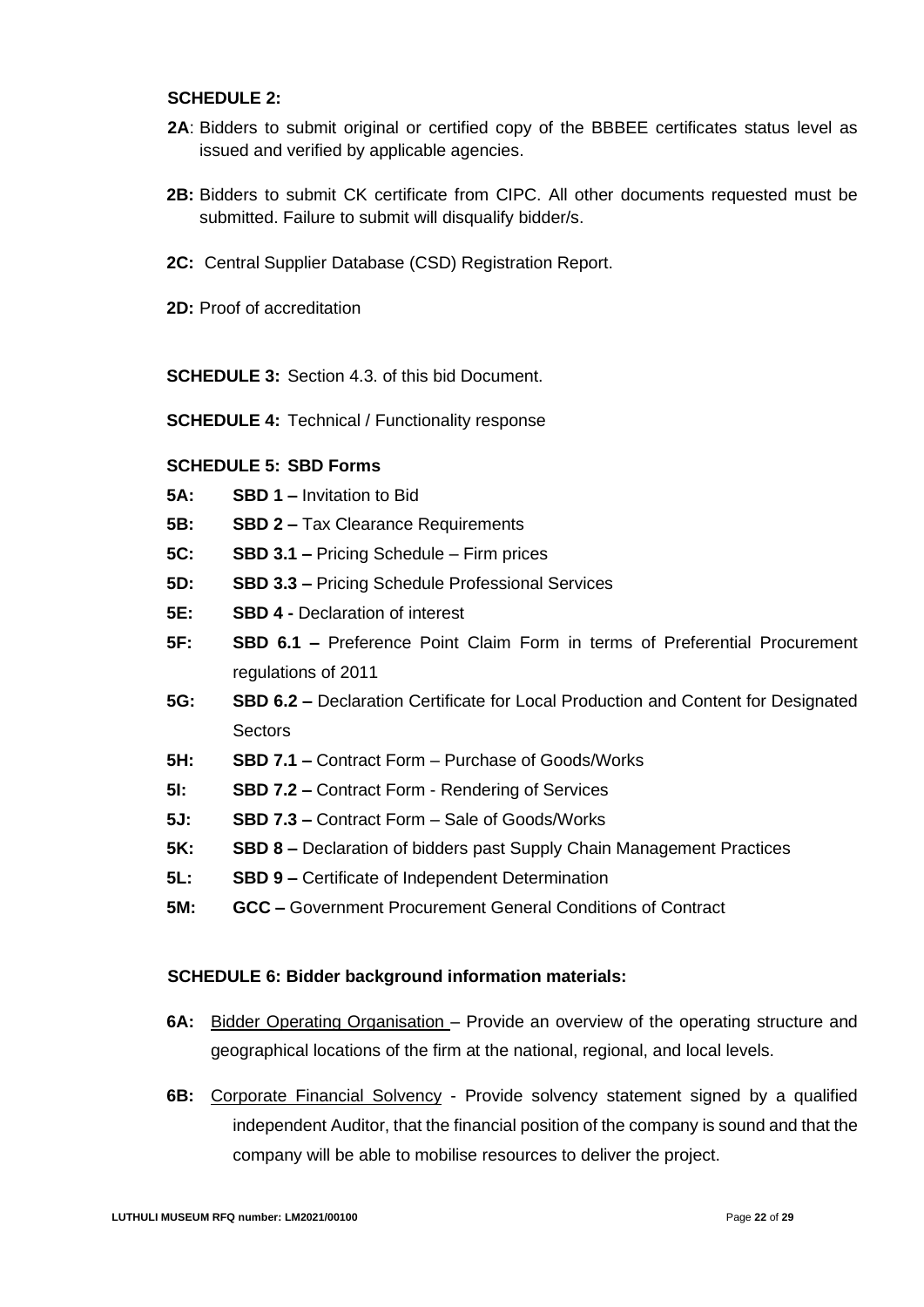**SCHEDULE 2:**

**2A**: Bidders to submit original or certified copy of the BBBEE certificates status level as issued and verified by applicable agencies.

**2B:** Bidders to submit CK certificate from CIPC. All other documents requested must be submitted. Failure to submit will disqualify bidder/s.

**2C:** Central Supplier Database (CSD) Registration Report.

**2D:** Proof of accreditation

**SCHEDULE 3:** Section 4.3. of this bid Document.

**SCHEDULE 4:** Technical / Functionality response

**SCHEDULE 5: SBD Forms**

**5A:** **SBD 1 –** Invitation to Bid

**5B:** **SBD 2 –** Tax Clearance Requirements

**5C:** **SBD 3.1 –** Pricing Schedule – Firm prices

**5D:** **SBD 3.3 –** Pricing Schedule Professional Services

**5E:** **SBD 4 -** Declaration of interest

**5F:** **SBD 6.1 –** Preference Point Claim Form in terms of Preferential Procurement regulations of 2011

**5G:** **SBD 6.2 –** Declaration Certificate for Local Production and Content for Designated Sectors

**5H:** **SBD 7.1 –** Contract Form – Purchase of Goods/Works

**5I:** **SBD 7.2 –** Contract Form - Rendering of Services

**5J:** **SBD 7.3 –** Contract Form – Sale of Goods/Works

**5K:** **SBD 8 –** Declaration of bidders past Supply Chain Management Practices

**5L:** **SBD 9 –** Certificate of Independent Determination

**5M:** **GCC –** Government Procurement General Conditions of Contract

**SCHEDULE 6: Bidder background information materials:**

**6A:** Bidder Operating Organisation – Provide an overview of the operating structure and geographical locations of the firm at the national, regional, and local levels.

**6B:** Corporate Financial Solvency - Provide solvency statement signed by a qualified independent Auditor, that the financial position of the company is sound and that the company will be able to mobilise resources to deliver the project.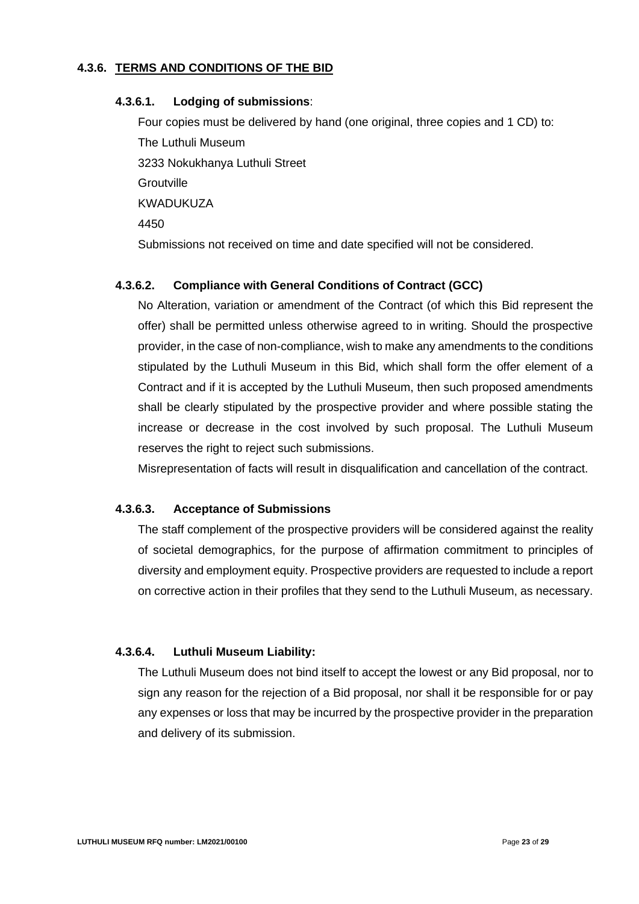### 4.3.6. TERMS AND CONDITIONS OF THE BID

#### 4.3.6.1. Lodging of submissions:

Four copies must be delivered by hand (one original, three copies and 1 CD) to:

The Luthuli Museum
3233 Nokukhanya Luthuli Street
Groutville
KWADUKUZA
4450

Submissions not received on time and date specified will not be considered.

#### 4.3.6.2. Compliance with General Conditions of Contract (GCC)

No Alteration, variation or amendment of the Contract (of which this Bid represent the offer) shall be permitted unless otherwise agreed to in writing. Should the prospective provider, in the case of non-compliance, wish to make any amendments to the conditions stipulated by the Luthuli Museum in this Bid, which shall form the offer element of a Contract and if it is accepted by the Luthuli Museum, then such proposed amendments shall be clearly stipulated by the prospective provider and where possible stating the increase or decrease in the cost involved by such proposal. The Luthuli Museum reserves the right to reject such submissions.

Misrepresentation of facts will result in disqualification and cancellation of the contract.

#### 4.3.6.3. Acceptance of Submissions

The staff complement of the prospective providers will be considered against the reality of societal demographics, for the purpose of affirmation commitment to principles of diversity and employment equity. Prospective providers are requested to include a report on corrective action in their profiles that they send to the Luthuli Museum, as necessary.

#### 4.3.6.4. Luthuli Museum Liability:

The Luthuli Museum does not bind itself to accept the lowest or any Bid proposal, nor to sign any reason for the rejection of a Bid proposal, nor shall it be responsible for or pay any expenses or loss that may be incurred by the prospective provider in the preparation and delivery of its submission.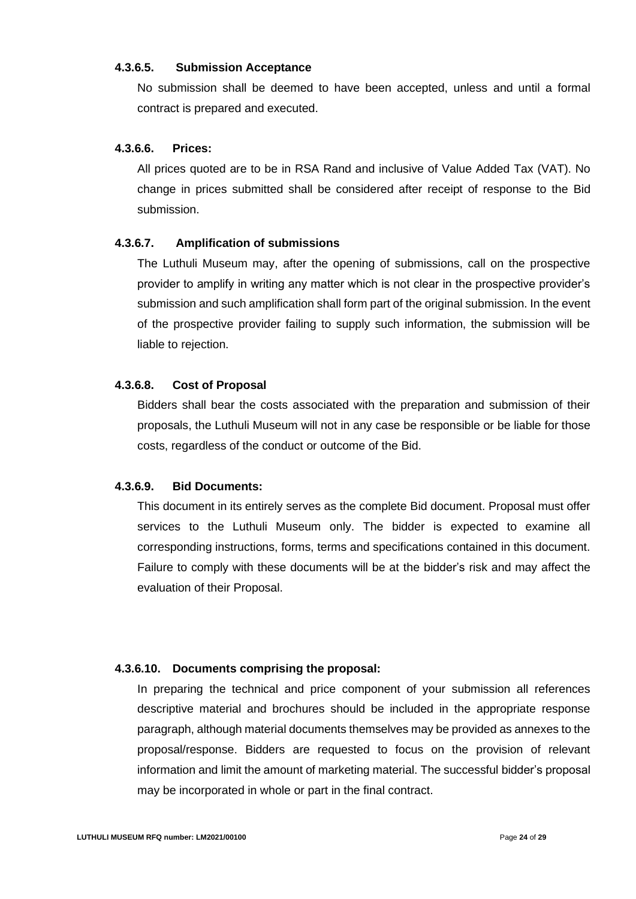#### 4.3.6.5. Submission Acceptance

No submission shall be deemed to have been accepted, unless and until a formal contract is prepared and executed.

#### 4.3.6.6. Prices:

All prices quoted are to be in RSA Rand and inclusive of Value Added Tax (VAT). No change in prices submitted shall be considered after receipt of response to the Bid submission.

#### 4.3.6.7. Amplification of submissions

The Luthuli Museum may, after the opening of submissions, call on the prospective provider to amplify in writing any matter which is not clear in the prospective provider's submission and such amplification shall form part of the original submission. In the event of the prospective provider failing to supply such information, the submission will be liable to rejection.

#### 4.3.6.8. Cost of Proposal

Bidders shall bear the costs associated with the preparation and submission of their proposals, the Luthuli Museum will not in any case be responsible or be liable for those costs, regardless of the conduct or outcome of the Bid.

#### 4.3.6.9. Bid Documents:

This document in its entirely serves as the complete Bid document. Proposal must offer services to the Luthuli Museum only. The bidder is expected to examine all corresponding instructions, forms, terms and specifications contained in this document. Failure to comply with these documents will be at the bidder's risk and may affect the evaluation of their Proposal.

#### 4.3.6.10. Documents comprising the proposal:

In preparing the technical and price component of your submission all references descriptive material and brochures should be included in the appropriate response paragraph, although material documents themselves may be provided as annexes to the proposal/response. Bidders are requested to focus on the provision of relevant information and limit the amount of marketing material. The successful bidder's proposal may be incorporated in whole or part in the final contract.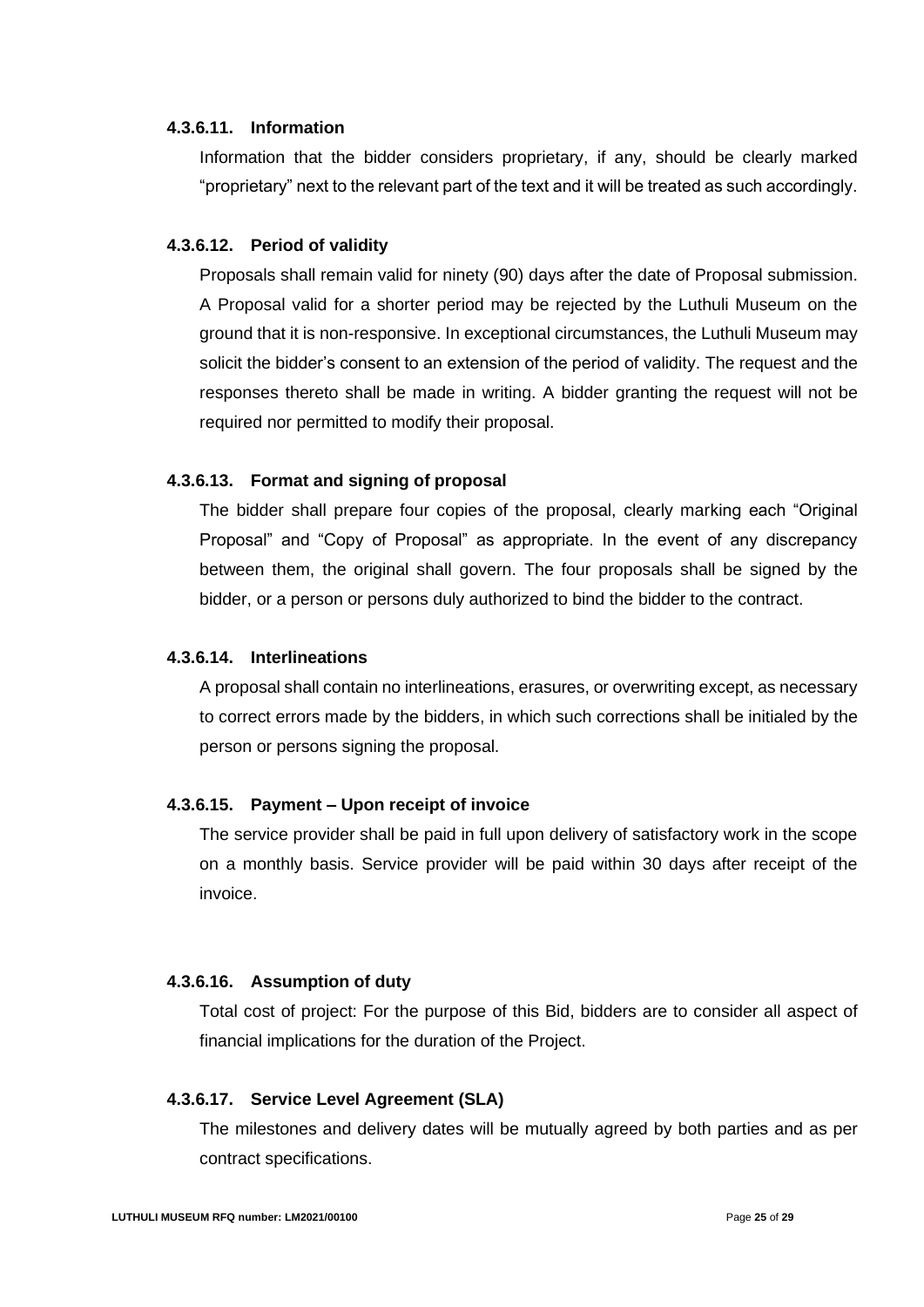#### 4.3.6.11. Information

Information that the bidder considers proprietary, if any, should be clearly marked "proprietary" next to the relevant part of the text and it will be treated as such accordingly.

#### 4.3.6.12. Period of validity

Proposals shall remain valid for ninety (90) days after the date of Proposal submission. A Proposal valid for a shorter period may be rejected by the Luthuli Museum on the ground that it is non-responsive. In exceptional circumstances, the Luthuli Museum may solicit the bidder's consent to an extension of the period of validity. The request and the responses thereto shall be made in writing. A bidder granting the request will not be required nor permitted to modify their proposal.

#### 4.3.6.13. Format and signing of proposal

The bidder shall prepare four copies of the proposal, clearly marking each "Original Proposal" and "Copy of Proposal" as appropriate. In the event of any discrepancy between them, the original shall govern. The four proposals shall be signed by the bidder, or a person or persons duly authorized to bind the bidder to the contract.

#### 4.3.6.14. Interlineations

A proposal shall contain no interlineations, erasures, or overwriting except, as necessary to correct errors made by the bidders, in which such corrections shall be initialed by the person or persons signing the proposal.

#### 4.3.6.15. Payment – Upon receipt of invoice

The service provider shall be paid in full upon delivery of satisfactory work in the scope on a monthly basis. Service provider will be paid within 30 days after receipt of the invoice.

#### 4.3.6.16. Assumption of duty

Total cost of project: For the purpose of this Bid, bidders are to consider all aspect of financial implications for the duration of the Project.

#### 4.3.6.17. Service Level Agreement (SLA)

The milestones and delivery dates will be mutually agreed by both parties and as per contract specifications.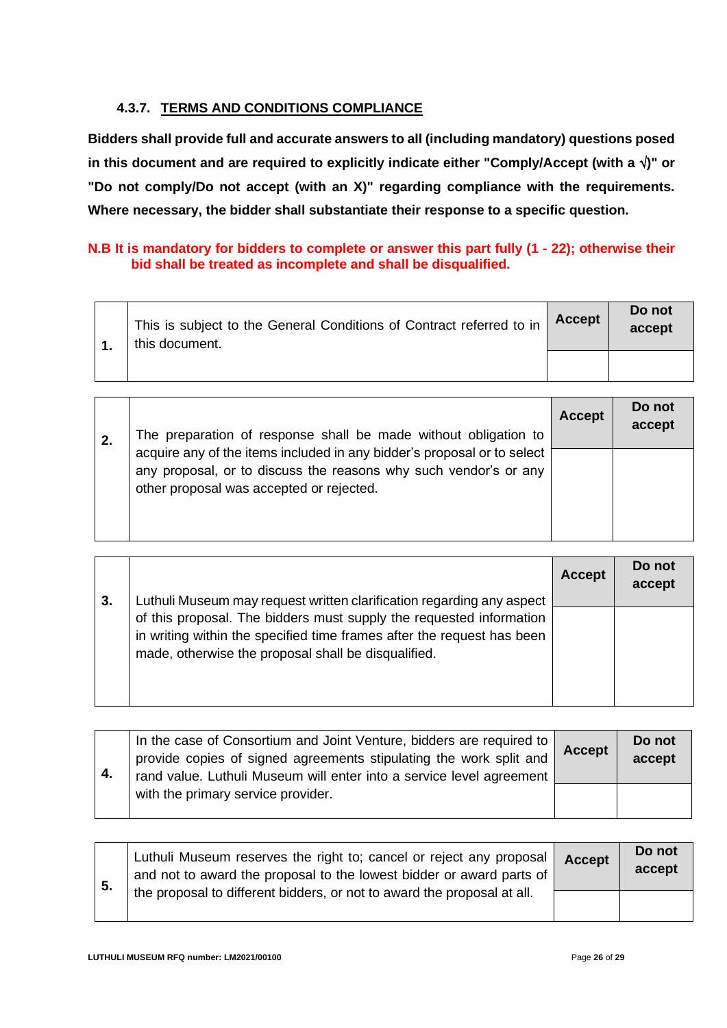#### 4.3.7. TERMS AND CONDITIONS COMPLIANCE

**Bidders shall provide full and accurate answers to all (including mandatory) questions posed in this document and are required to explicitly indicate either "Comply/Accept (with a √)" or "Do not comply/Do not accept (with an X)" regarding compliance with the requirements. Where necessary, the bidder shall substantiate their response to a specific question.**

**N.B It is mandatory for bidders to complete or answer this part fully (1 - 22); otherwise their bid shall be treated as incomplete and shall be disqualified.**

| No. | Requirement | Accept | Do not accept |
|---|---|---|---|
| 1. | This is subject to the General Conditions of Contract referred to in this document. | | |
| 2. | The preparation of response shall be made without obligation to acquire any of the items included in any bidder's proposal or to select any proposal, or to discuss the reasons why such vendor's or any other proposal was accepted or rejected. | | |
| 3. | Luthuli Museum may request written clarification regarding any aspect of this proposal. The bidders must supply the requested information in writing within the specified time frames after the request has been made, otherwise the proposal shall be disqualified. | | |
| 4. | In the case of Consortium and Joint Venture, bidders are required to provide copies of signed agreements stipulating the work split and rand value. Luthuli Museum will enter into a service level agreement with the primary service provider. | | |
| 5. | Luthuli Museum reserves the right to; cancel or reject any proposal and not to award the proposal to the lowest bidder or award parts of the proposal to different bidders, or not to award the proposal at all. | | |

LUTHULI MUSEUM RFQ number: LM2021/00100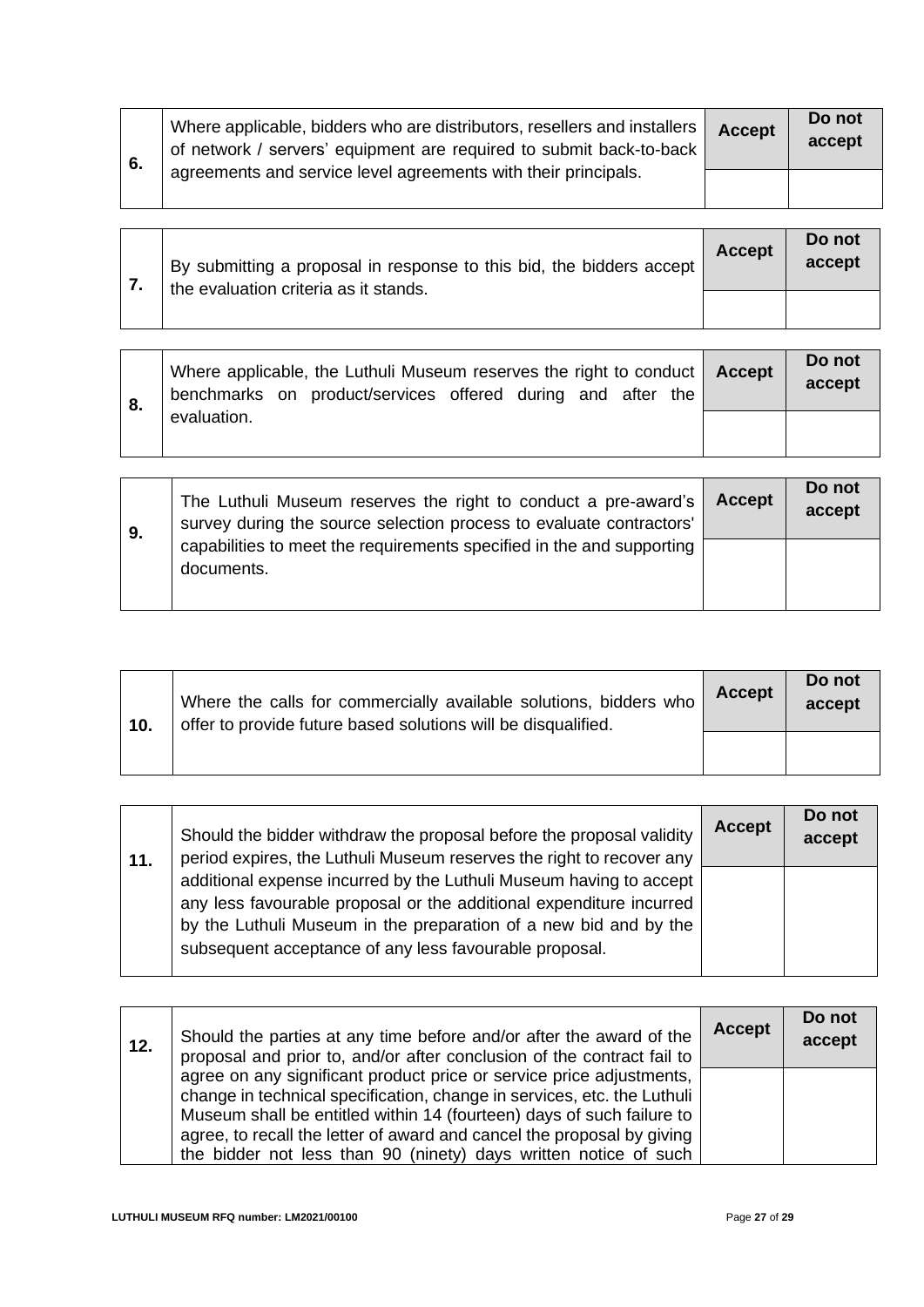| 6. | Where applicable, bidders who are distributors, resellers and installers of network / servers' equipment are required to submit back-to-back agreements and service level agreements with their principals. | Accept | Do not accept |
|---|---|---|---|
| | | | |

| 7. | By submitting a proposal in response to this bid, the bidders accept the evaluation criteria as it stands. | Accept | Do not accept |
|---|---|---|---|
| | | | |

| 8. | Where applicable, the Luthuli Museum reserves the right to conduct benchmarks on product/services offered during and after the evaluation. | Accept | Do not accept |
|---|---|---|---|
| | | | |

| 9. | The Luthuli Museum reserves the right to conduct a pre-award's survey during the source selection process to evaluate contractors' capabilities to meet the requirements specified in the and supporting documents. | Accept | Do not accept |
|---|---|---|---|
| | | | |

| 10. | Where the calls for commercially available solutions, bidders who offer to provide future based solutions will be disqualified. | Accept | Do not accept |
|---|---|---|---|
| | | | |

| 11. | Should the bidder withdraw the proposal before the proposal validity period expires, the Luthuli Museum reserves the right to recover any additional expense incurred by the Luthuli Museum having to accept any less favourable proposal or the additional expenditure incurred by the Luthuli Museum in the preparation of a new bid and by the subsequent acceptance of any less favourable proposal. | Accept | Do not accept |
|---|---|---|---|
| | | | |

| 12. | Should the parties at any time before and/or after the award of the proposal and prior to, and/or after conclusion of the contract fail to agree on any significant product price or service price adjustments, change in technical specification, change in services, etc. the Luthuli Museum shall be entitled within 14 (fourteen) days of such failure to agree, to recall the letter of award and cancel the proposal by giving the bidder not less than 90 (ninety) days written notice of such | Accept | Do not accept |
|---|---|---|---|
| | | | |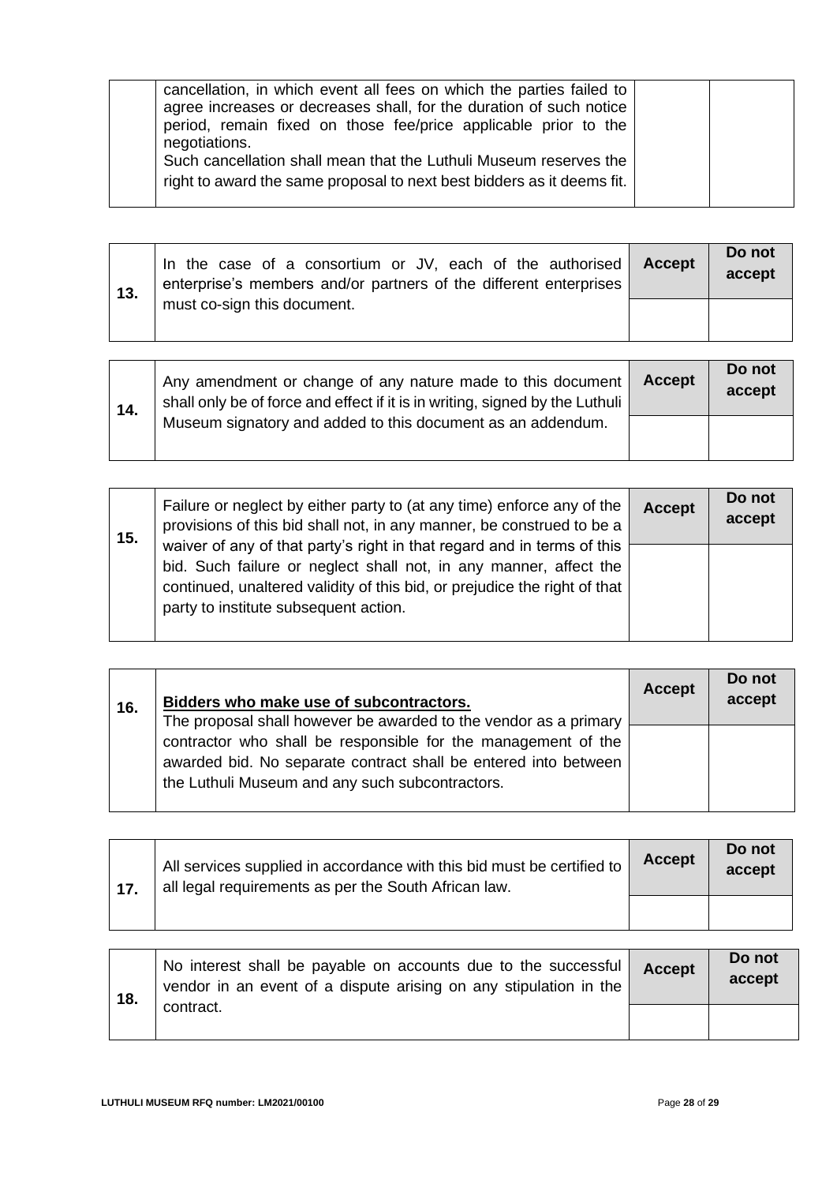| | | | |
|---|---|---|---|
| | cancellation, in which event all fees on which the parties failed to agree increases or decreases shall, for the duration of such notice period, remain fixed on those fee/price applicable prior to the negotiations.<br>Such cancellation shall mean that the Luthuli Museum reserves the right to award the same proposal to next best bidders as it deems fit. | | |

| | | **Accept** | **Do not accept** |
|---|---|---|---|
| **13.** | In the case of a consortium or JV, each of the authorised enterprise's members and/or partners of the different enterprises must co-sign this document. | | |

| | | **Accept** | **Do not accept** |
|---|---|---|---|
| **14.** | Any amendment or change of any nature made to this document shall only be of force and effect if it is in writing, signed by the Luthuli Museum signatory and added to this document as an addendum. | | |

| | | **Accept** | **Do not accept** |
|---|---|---|---|
| **15.** | Failure or neglect by either party to (at any time) enforce any of the provisions of this bid shall not, in any manner, be construed to be a waiver of any of that party's right in that regard and in terms of this bid. Such failure or neglect shall not, in any manner, affect the continued, unaltered validity of this bid, or prejudice the right of that party to institute subsequent action. | | |

| | | **Accept** | **Do not accept** |
|---|---|---|---|
| **16.** | **<u>Bidders who make use of subcontractors.</u>**<br>The proposal shall however be awarded to the vendor as a primary contractor who shall be responsible for the management of the awarded bid. No separate contract shall be entered into between the Luthuli Museum and any such subcontractors. | | |

| | | **Accept** | **Do not accept** |
|---|---|---|---|
| **17.** | All services supplied in accordance with this bid must be certified to all legal requirements as per the South African law. | | |

| | | **Accept** | **Do not accept** |
|---|---|---|---|
| **18.** | No interest shall be payable on accounts due to the successful vendor in an event of a dispute arising on any stipulation in the contract. | | |

**LUTHULI MUSEUM RFQ number: LM2021/00100**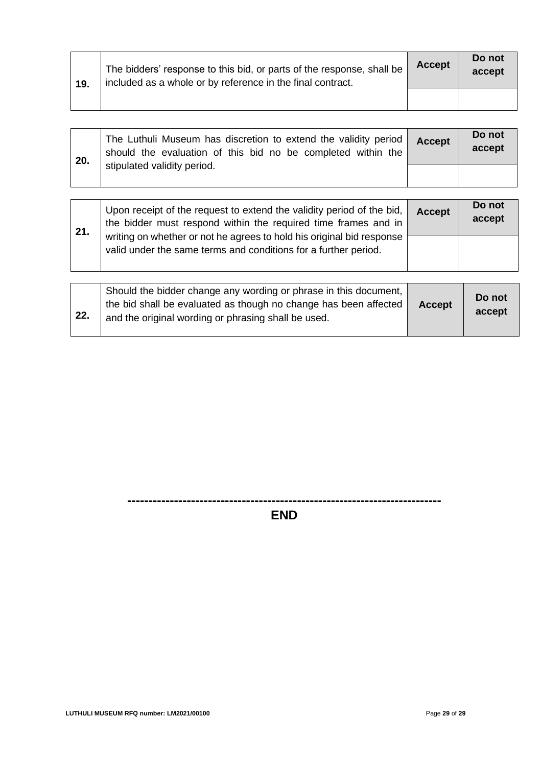| | | | |
|---|---|---|---|
| **19.** | The bidders' response to this bid, or parts of the response, shall be included as a whole or by reference in the final contract. | **Accept** | **Do not accept** |
| | | | |

| | | | |
|---|---|---|---|
| **20.** | The Luthuli Museum has discretion to extend the validity period should the evaluation of this bid no be completed within the stipulated validity period. | **Accept** | **Do not accept** |
| | | | |

| | | | |
|---|---|---|---|
| **21.** | Upon receipt of the request to extend the validity period of the bid, the bidder must respond within the required time frames and in writing on whether or not he agrees to hold his original bid response valid under the same terms and conditions for a further period. | **Accept** | **Do not accept** |
| | | | |

| | | | |
|---|---|---|---|
| **22.** | Should the bidder change any wording or phrase in this document, the bid shall be evaluated as though no change has been affected and the original wording or phrasing shall be used. | **Accept** | **Do not accept** |

**-------------------------------------------------------------------------**

**END**